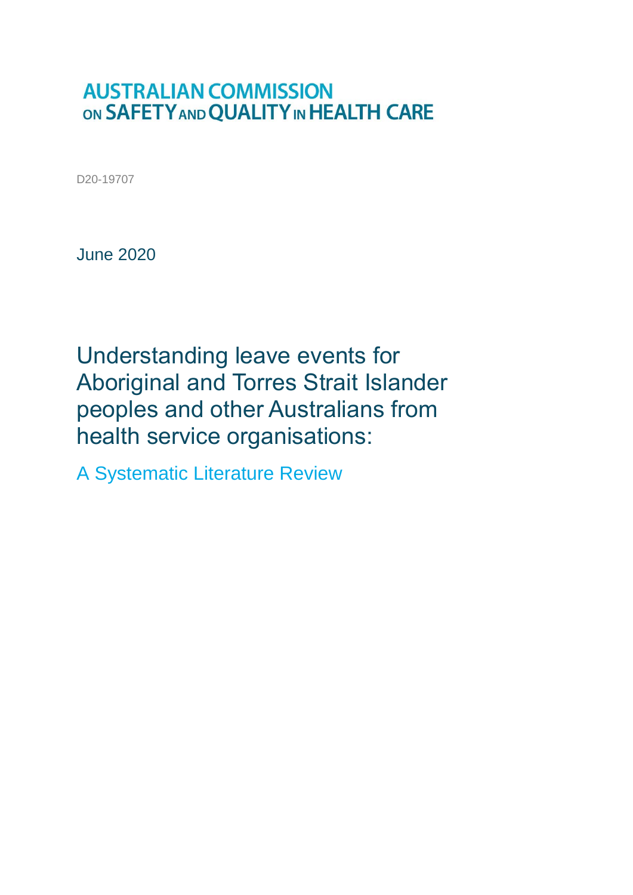AUSTRALIAN COMMISSION ON SAFETY AND QUALITY IN HEALTH CARE

D20-19707

June 2020

# Understanding leave events for Aboriginal and Torres Strait Islander peoples and other Australians from health service organisations:

## A Systematic Literature Review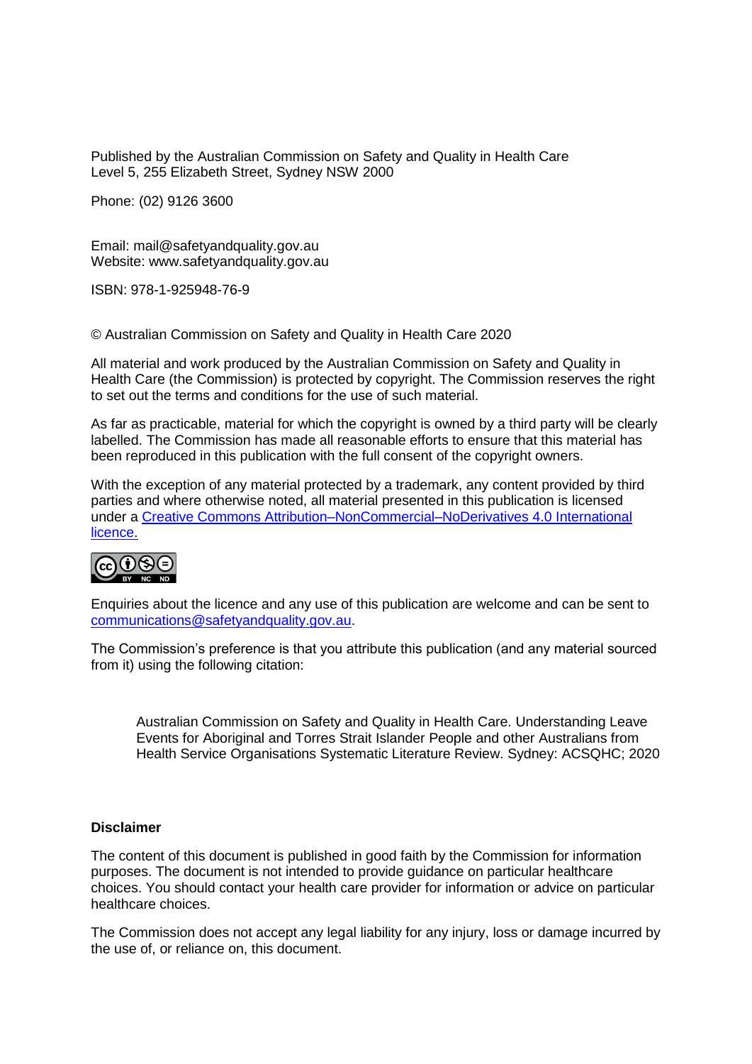Published by the Australian Commission on Safety and Quality in Health Care
Level 5, 255 Elizabeth Street, Sydney NSW 2000

Phone: (02) 9126 3600

Email: mail@safetyandquality.gov.au
Website: www.safetyandquality.gov.au

ISBN: 978-1-925948-76-9

© Australian Commission on Safety and Quality in Health Care 2020

All material and work produced by the Australian Commission on Safety and Quality in Health Care (the Commission) is protected by copyright. The Commission reserves the right to set out the terms and conditions for the use of such material.

As far as practicable, material for which the copyright is owned by a third party will be clearly labelled. The Commission has made all reasonable efforts to ensure that this material has been reproduced in this publication with the full consent of the copyright owners.

With the exception of any material protected by a trademark, any content provided by third parties and where otherwise noted, all material presented in this publication is licensed under a Creative Commons Attribution–NonCommercial–NoDerivatives 4.0 International licence.

Enquiries about the licence and any use of this publication are welcome and can be sent to communications@safetyandquality.gov.au.

The Commission's preference is that you attribute this publication (and any material sourced from it) using the following citation:

> Australian Commission on Safety and Quality in Health Care. Understanding Leave Events for Aboriginal and Torres Strait Islander People and other Australians from Health Service Organisations Systematic Literature Review. Sydney: ACSQHC; 2020

**Disclaimer**

The content of this document is published in good faith by the Commission for information purposes. The document is not intended to provide guidance on particular healthcare choices. You should contact your health care provider for information or advice on particular healthcare choices.

The Commission does not accept any legal liability for any injury, loss or damage incurred by the use of, or reliance on, this document.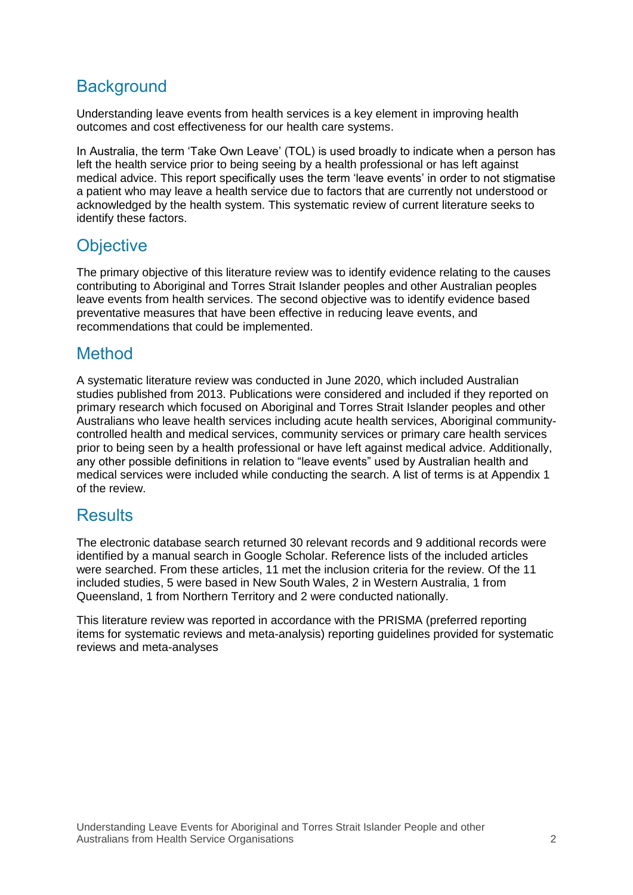## Background

Understanding leave events from health services is a key element in improving health outcomes and cost effectiveness for our health care systems.

In Australia, the term 'Take Own Leave' (TOL) is used broadly to indicate when a person has left the health service prior to being seeing by a health professional or has left against medical advice. This report specifically uses the term 'leave events' in order to not stigmatise a patient who may leave a health service due to factors that are currently not understood or acknowledged by the health system. This systematic review of current literature seeks to identify these factors.

## Objective

The primary objective of this literature review was to identify evidence relating to the causes contributing to Aboriginal and Torres Strait Islander peoples and other Australian peoples leave events from health services. The second objective was to identify evidence based preventative measures that have been effective in reducing leave events, and recommendations that could be implemented.

## Method

A systematic literature review was conducted in June 2020, which included Australian studies published from 2013. Publications were considered and included if they reported on primary research which focused on Aboriginal and Torres Strait Islander peoples and other Australians who leave health services including acute health services, Aboriginal community-controlled health and medical services, community services or primary care health services prior to being seen by a health professional or have left against medical advice. Additionally, any other possible definitions in relation to "leave events" used by Australian health and medical services were included while conducting the search. A list of terms is at Appendix 1 of the review.

## Results

The electronic database search returned 30 relevant records and 9 additional records were identified by a manual search in Google Scholar. Reference lists of the included articles were searched. From these articles, 11 met the inclusion criteria for the review. Of the 11 included studies, 5 were based in New South Wales, 2 in Western Australia, 1 from Queensland, 1 from Northern Territory and 2 were conducted nationally.

This literature review was reported in accordance with the PRISMA (preferred reporting items for systematic reviews and meta-analysis) reporting guidelines provided for systematic reviews and meta-analyses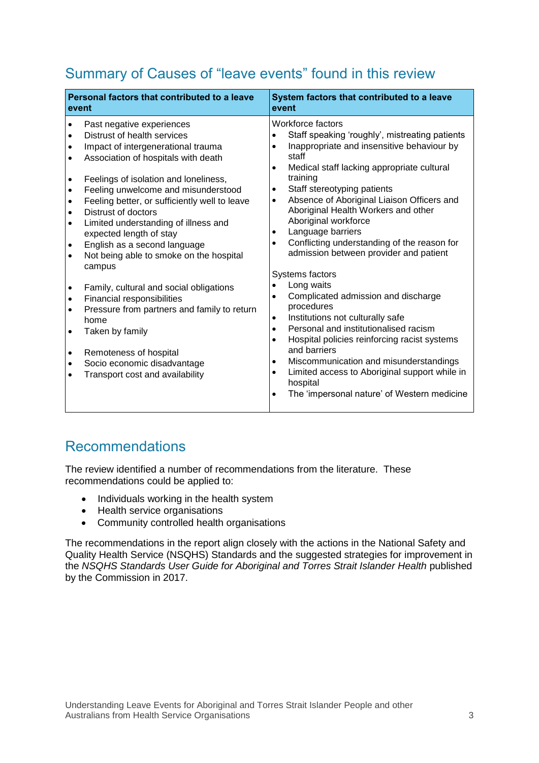## Summary of Causes of "leave events" found in this review

| Personal factors that contributed to a leave event | System factors that contributed to a leave event |
|---|---|
| • Past negative experiences<br>• Distrust of health services<br>• Impact of intergenerational trauma<br>• Association of hospitals with death<br><br>• Feelings of isolation and loneliness,<br>• Feeling unwelcome and misunderstood<br>• Feeling better, or sufficiently well to leave<br>• Distrust of doctors<br>• Limited understanding of illness and expected length of stay<br>• English as a second language<br>• Not being able to smoke on the hospital campus<br><br>• Family, cultural and social obligations<br>• Financial responsibilities<br>• Pressure from partners and family to return home<br>• Taken by family<br><br>• Remoteness of hospital<br>• Socio economic disadvantage<br>• Transport cost and availability | Workforce factors<br>• Staff speaking 'roughly', mistreating patients<br>• Inappropriate and insensitive behaviour by staff<br>• Medical staff lacking appropriate cultural training<br>• Staff stereotyping patients<br>• Absence of Aboriginal Liaison Officers and Aboriginal Health Workers and other Aboriginal workforce<br>• Language barriers<br>• Conflicting understanding of the reason for admission between provider and patient<br><br>Systems factors<br>• Long waits<br>• Complicated admission and discharge procedures<br>• Institutions not culturally safe<br>• Personal and institutionalised racism<br>• Hospital policies reinforcing racist systems and barriers<br>• Miscommunication and misunderstandings<br>• Limited access to Aboriginal support while in hospital<br>• The 'impersonal nature' of Western medicine |

## Recommendations

The review identified a number of recommendations from the literature. These recommendations could be applied to:

- Individuals working in the health system
- Health service organisations
- Community controlled health organisations

The recommendations in the report align closely with the actions in the National Safety and Quality Health Service (NSQHS) Standards and the suggested strategies for improvement in the *NSQHS Standards User Guide for Aboriginal and Torres Strait Islander Health* published by the Commission in 2017.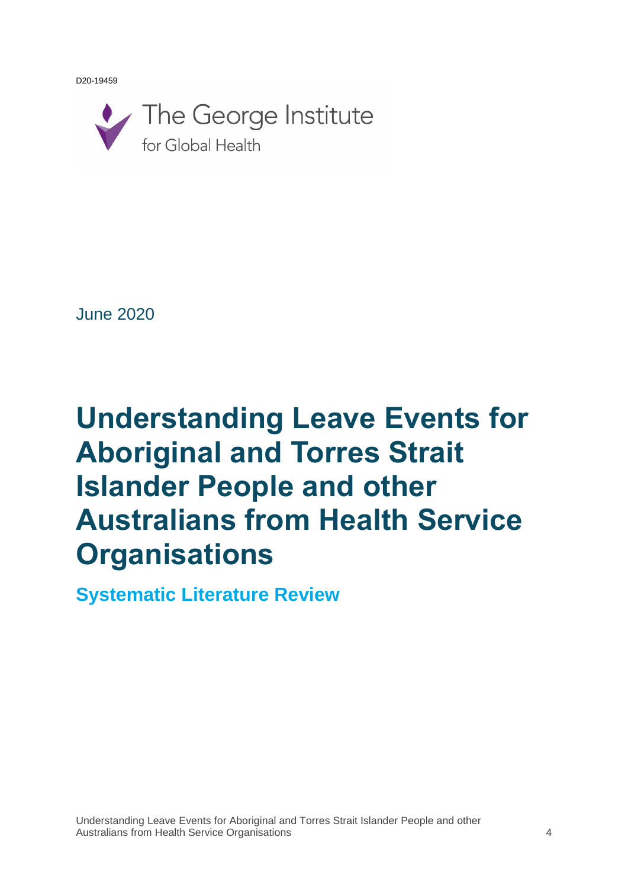D20-19459

The George Institute for Global Health

June 2020

# Understanding Leave Events for Aboriginal and Torres Strait Islander People and other Australians from Health Service Organisations

## Systematic Literature Review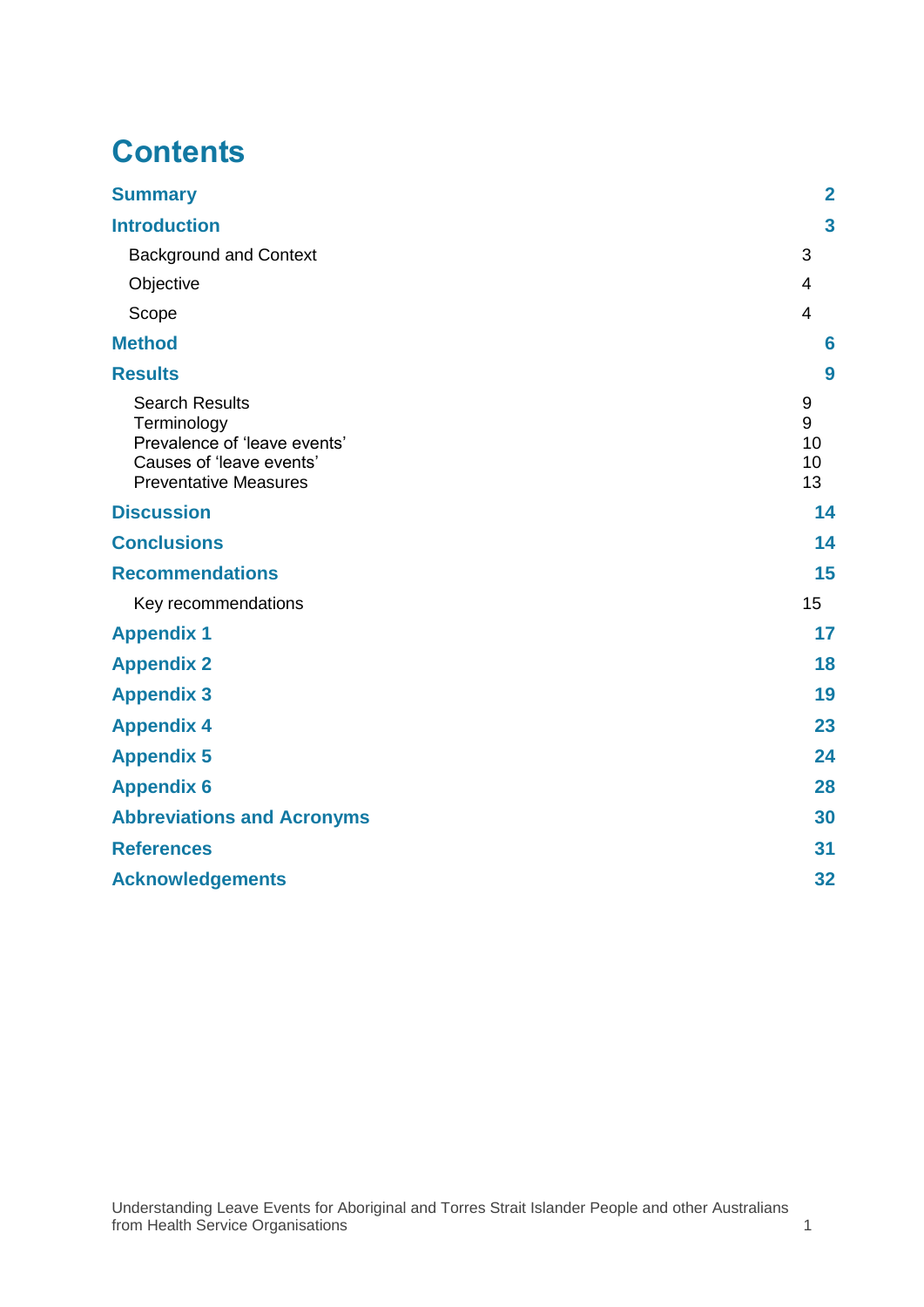# Contents

| | |
|---|---|
| **Summary** | **2** |
| **Introduction** | **3** |
| Background and Context | 3 |
| Objective | 4 |
| Scope | 4 |
| **Method** | **6** |
| **Results** | **9** |
| Search Results | 9 |
| Terminology | 9 |
| Prevalence of 'leave events' | 10 |
| Causes of 'leave events' | 10 |
| Preventative Measures | 13 |
| **Discussion** | **14** |
| **Conclusions** | **14** |
| **Recommendations** | **15** |
| Key recommendations | 15 |
| **Appendix 1** | **17** |
| **Appendix 2** | **18** |
| **Appendix 3** | **19** |
| **Appendix 4** | **23** |
| **Appendix 5** | **24** |
| **Appendix 6** | **28** |
| **Abbreviations and Acronyms** | **30** |
| **References** | **31** |
| **Acknowledgements** | **32** |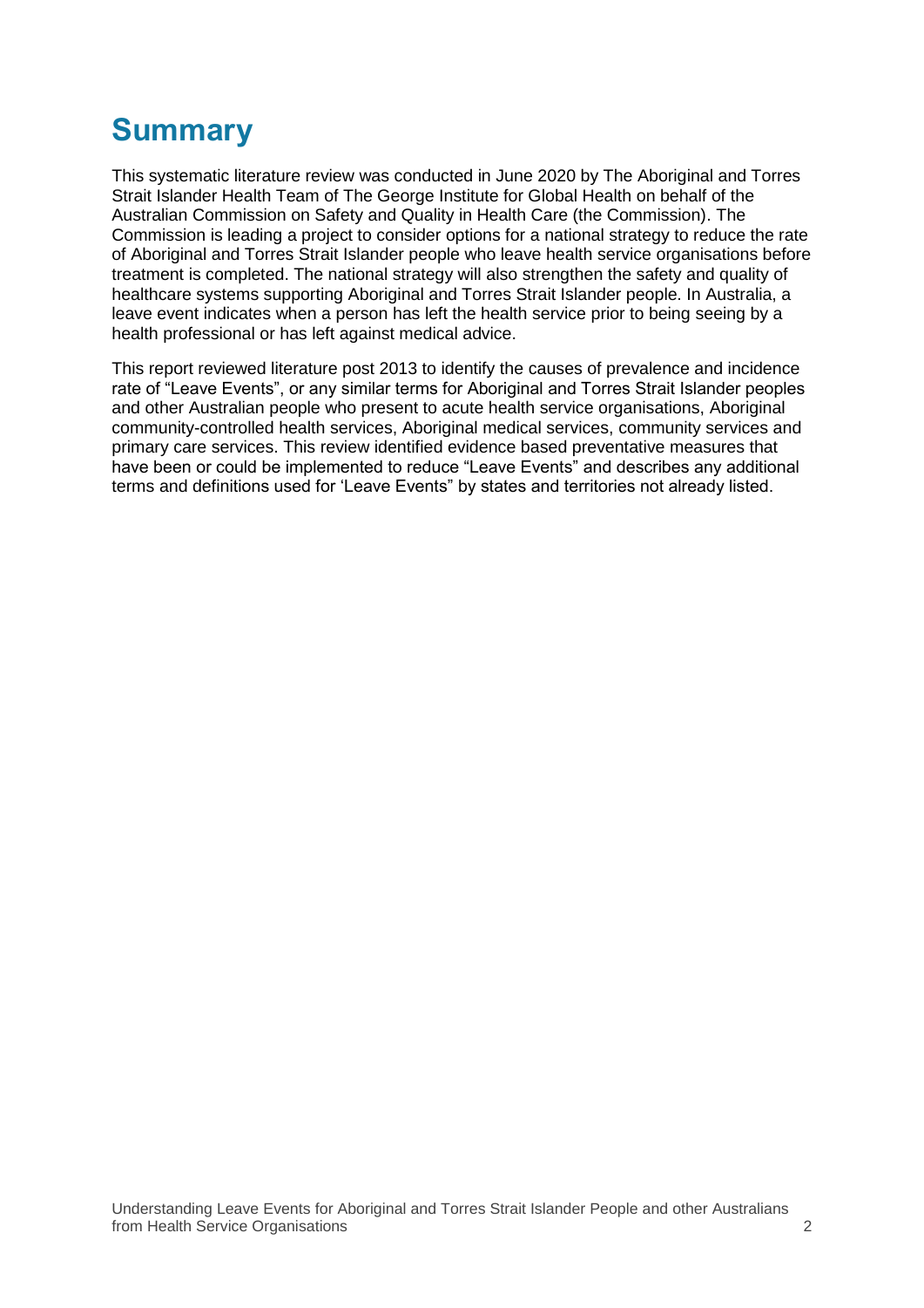# Summary

This systematic literature review was conducted in June 2020 by The Aboriginal and Torres Strait Islander Health Team of The George Institute for Global Health on behalf of the Australian Commission on Safety and Quality in Health Care (the Commission). The Commission is leading a project to consider options for a national strategy to reduce the rate of Aboriginal and Torres Strait Islander people who leave health service organisations before treatment is completed. The national strategy will also strengthen the safety and quality of healthcare systems supporting Aboriginal and Torres Strait Islander people. In Australia, a leave event indicates when a person has left the health service prior to being seeing by a health professional or has left against medical advice.

This report reviewed literature post 2013 to identify the causes of prevalence and incidence rate of "Leave Events", or any similar terms for Aboriginal and Torres Strait Islander peoples and other Australian people who present to acute health service organisations, Aboriginal community-controlled health services, Aboriginal medical services, community services and primary care services. This review identified evidence based preventative measures that have been or could be implemented to reduce "Leave Events" and describes any additional terms and definitions used for 'Leave Events" by states and territories not already listed.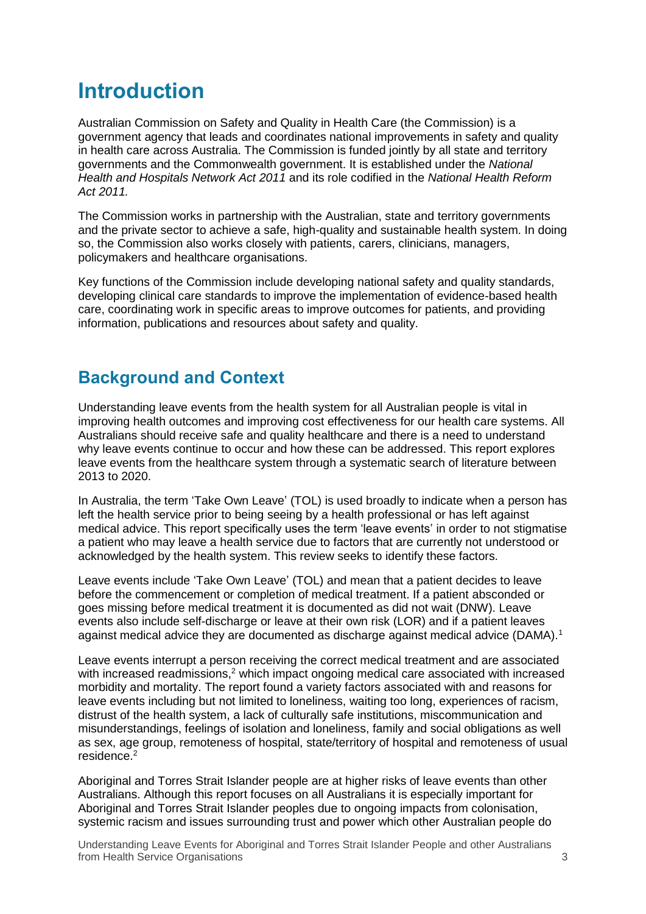# Introduction

Australian Commission on Safety and Quality in Health Care (the Commission) is a government agency that leads and coordinates national improvements in safety and quality in health care across Australia. The Commission is funded jointly by all state and territory governments and the Commonwealth government. It is established under the *National Health and Hospitals Network Act 2011* and its role codified in the *National Health Reform Act 2011.*

The Commission works in partnership with the Australian, state and territory governments and the private sector to achieve a safe, high-quality and sustainable health system. In doing so, the Commission also works closely with patients, carers, clinicians, managers, policymakers and healthcare organisations.

Key functions of the Commission include developing national safety and quality standards, developing clinical care standards to improve the implementation of evidence-based health care, coordinating work in specific areas to improve outcomes for patients, and providing information, publications and resources about safety and quality.

## Background and Context

Understanding leave events from the health system for all Australian people is vital in improving health outcomes and improving cost effectiveness for our health care systems. All Australians should receive safe and quality healthcare and there is a need to understand why leave events continue to occur and how these can be addressed. This report explores leave events from the healthcare system through a systematic search of literature between 2013 to 2020.

In Australia, the term 'Take Own Leave' (TOL) is used broadly to indicate when a person has left the health service prior to being seeing by a health professional or has left against medical advice. This report specifically uses the term 'leave events' in order to not stigmatise a patient who may leave a health service due to factors that are currently not understood or acknowledged by the health system. This review seeks to identify these factors.

Leave events include 'Take Own Leave' (TOL) and mean that a patient decides to leave before the commencement or completion of medical treatment. If a patient absconded or goes missing before medical treatment it is documented as did not wait (DNW). Leave events also include self-discharge or leave at their own risk (LOR) and if a patient leaves against medical advice they are documented as discharge against medical advice (DAMA).[1]

Leave events interrupt a person receiving the correct medical treatment and are associated with increased readmissions,[2] which impact ongoing medical care associated with increased morbidity and mortality. The report found a variety factors associated with and reasons for leave events including but not limited to loneliness, waiting too long, experiences of racism, distrust of the health system, a lack of culturally safe institutions, miscommunication and misunderstandings, feelings of isolation and loneliness, family and social obligations as well as sex, age group, remoteness of hospital, state/territory of hospital and remoteness of usual residence.[2]

Aboriginal and Torres Strait Islander people are at higher risks of leave events than other Australians. Although this report focuses on all Australians it is especially important for Aboriginal and Torres Strait Islander peoples due to ongoing impacts from colonisation, systemic racism and issues surrounding trust and power which other Australian people do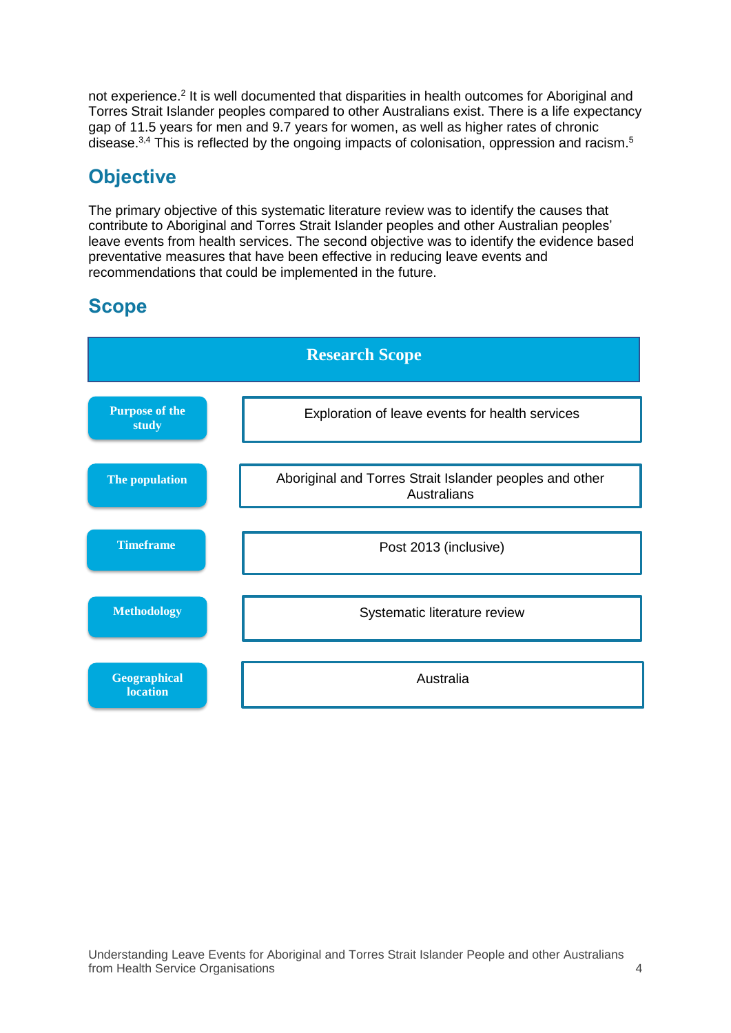not experience.[2] It is well documented that disparities in health outcomes for Aboriginal and Torres Strait Islander peoples compared to other Australians exist. There is a life expectancy gap of 11.5 years for men and 9.7 years for women, as well as higher rates of chronic disease.[3,4] This is reflected by the ongoing impacts of colonisation, oppression and racism.[5]

## Objective

The primary objective of this systematic literature review was to identify the causes that contribute to Aboriginal and Torres Strait Islander peoples and other Australian peoples' leave events from health services. The second objective was to identify the evidence based preventative measures that have been effective in reducing leave events and recommendations that could be implemented in the future.

## Scope

| Research Scope | |
|---|---|
| Purpose of the study | Exploration of leave events for health services |
| The population | Aboriginal and Torres Strait Islander peoples and other Australians |
| Timeframe | Post 2013 (inclusive) |
| Methodology | Systematic literature review |
| Geographical location | Australia |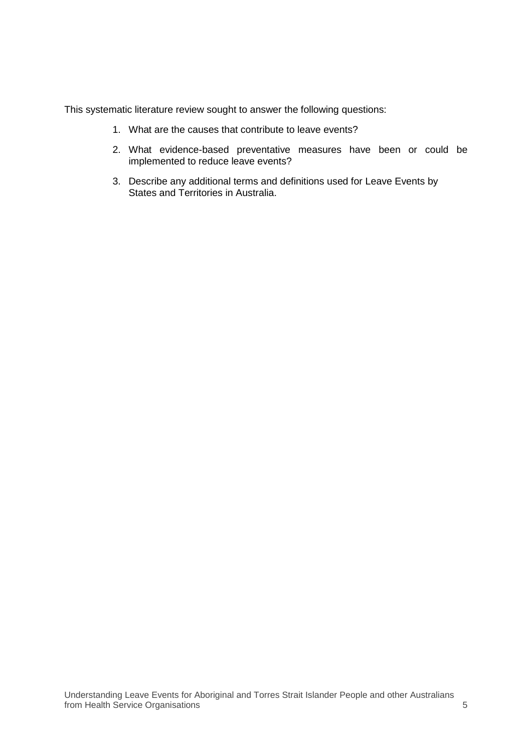This systematic literature review sought to answer the following questions:

1. What are the causes that contribute to leave events?
2. What evidence-based preventative measures have been or could be implemented to reduce leave events?
3. Describe any additional terms and definitions used for Leave Events by States and Territories in Australia.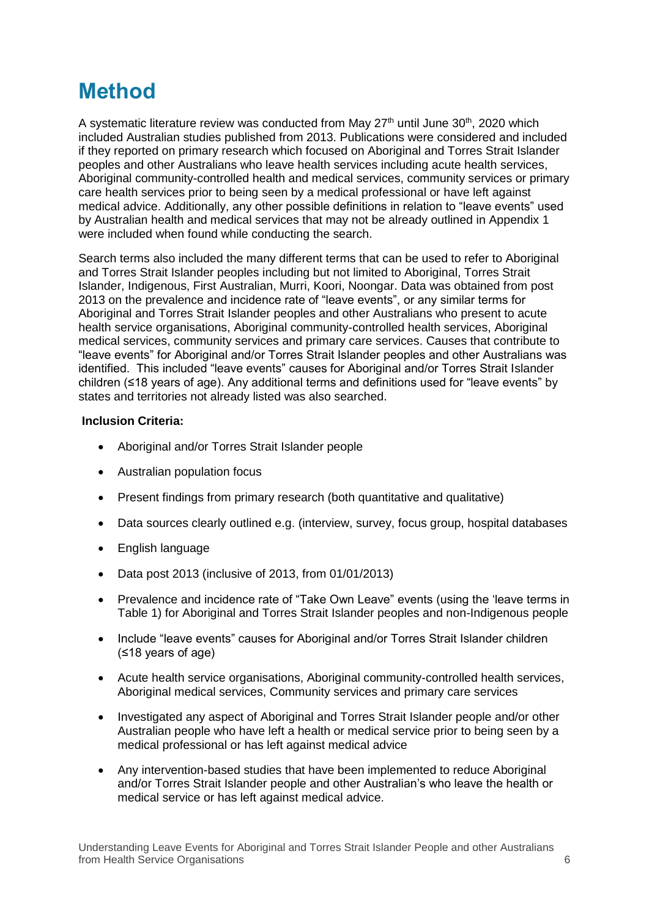# Method

A systematic literature review was conducted from May 27th until June 30th, 2020 which included Australian studies published from 2013. Publications were considered and included if they reported on primary research which focused on Aboriginal and Torres Strait Islander peoples and other Australians who leave health services including acute health services, Aboriginal community-controlled health and medical services, community services or primary care health services prior to being seen by a medical professional or have left against medical advice. Additionally, any other possible definitions in relation to "leave events" used by Australian health and medical services that may not be already outlined in Appendix 1 were included when found while conducting the search.

Search terms also included the many different terms that can be used to refer to Aboriginal and Torres Strait Islander peoples including but not limited to Aboriginal, Torres Strait Islander, Indigenous, First Australian, Murri, Koori, Noongar. Data was obtained from post 2013 on the prevalence and incidence rate of "leave events", or any similar terms for Aboriginal and Torres Strait Islander peoples and other Australians who present to acute health service organisations, Aboriginal community-controlled health services, Aboriginal medical services, community services and primary care services. Causes that contribute to "leave events" for Aboriginal and/or Torres Strait Islander peoples and other Australians was identified. This included "leave events" causes for Aboriginal and/or Torres Strait Islander children (≤18 years of age). Any additional terms and definitions used for "leave events" by states and territories not already listed was also searched.

**Inclusion Criteria:**

- Aboriginal and/or Torres Strait Islander people
- Australian population focus
- Present findings from primary research (both quantitative and qualitative)
- Data sources clearly outlined e.g. (interview, survey, focus group, hospital databases
- English language
- Data post 2013 (inclusive of 2013, from 01/01/2013)
- Prevalence and incidence rate of "Take Own Leave" events (using the 'leave terms in Table 1) for Aboriginal and Torres Strait Islander peoples and non-Indigenous people
- Include "leave events" causes for Aboriginal and/or Torres Strait Islander children (≤18 years of age)
- Acute health service organisations, Aboriginal community-controlled health services, Aboriginal medical services, Community services and primary care services
- Investigated any aspect of Aboriginal and Torres Strait Islander people and/or other Australian people who have left a health or medical service prior to being seen by a medical professional or has left against medical advice
- Any intervention-based studies that have been implemented to reduce Aboriginal and/or Torres Strait Islander people and other Australian's who leave the health or medical service or has left against medical advice.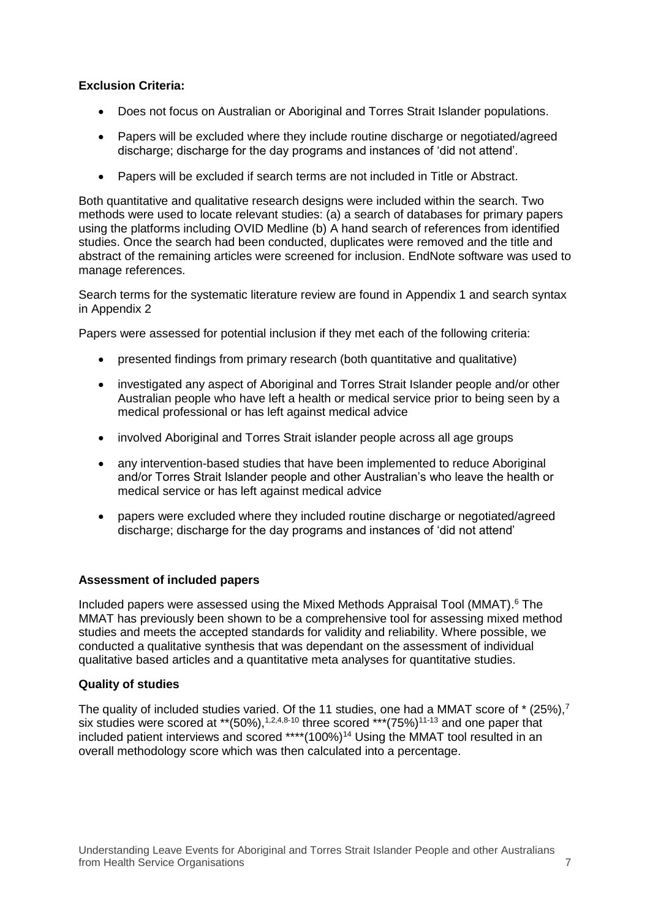**Exclusion Criteria:**

- Does not focus on Australian or Aboriginal and Torres Strait Islander populations.
- Papers will be excluded where they include routine discharge or negotiated/agreed discharge; discharge for the day programs and instances of 'did not attend'.
- Papers will be excluded if search terms are not included in Title or Abstract.

Both quantitative and qualitative research designs were included within the search. Two methods were used to locate relevant studies: (a) a search of databases for primary papers using the platforms including OVID Medline (b) A hand search of references from identified studies. Once the search had been conducted, duplicates were removed and the title and abstract of the remaining articles were screened for inclusion. EndNote software was used to manage references.

Search terms for the systematic literature review are found in Appendix 1 and search syntax in Appendix 2

Papers were assessed for potential inclusion if they met each of the following criteria:

- presented findings from primary research (both quantitative and qualitative)
- investigated any aspect of Aboriginal and Torres Strait Islander people and/or other Australian people who have left a health or medical service prior to being seen by a medical professional or has left against medical advice
- involved Aboriginal and Torres Strait islander people across all age groups
- any intervention-based studies that have been implemented to reduce Aboriginal and/or Torres Strait Islander people and other Australian's who leave the health or medical service or has left against medical advice
- papers were excluded where they included routine discharge or negotiated/agreed discharge; discharge for the day programs and instances of 'did not attend'

**Assessment of included papers**

Included papers were assessed using the Mixed Methods Appraisal Tool (MMAT).[6] The MMAT has previously been shown to be a comprehensive tool for assessing mixed method studies and meets the accepted standards for validity and reliability. Where possible, we conducted a qualitative synthesis that was dependant on the assessment of individual qualitative based articles and a quantitative meta analyses for quantitative studies.

**Quality of studies**

The quality of included studies varied. Of the 11 studies, one had a MMAT score of * (25%),[7] six studies were scored at **(50%),[1,2,4,8-10] three scored ***(75%)[11-13] and one paper that included patient interviews and scored ****(100%)[14] Using the MMAT tool resulted in an overall methodology score which was then calculated into a percentage.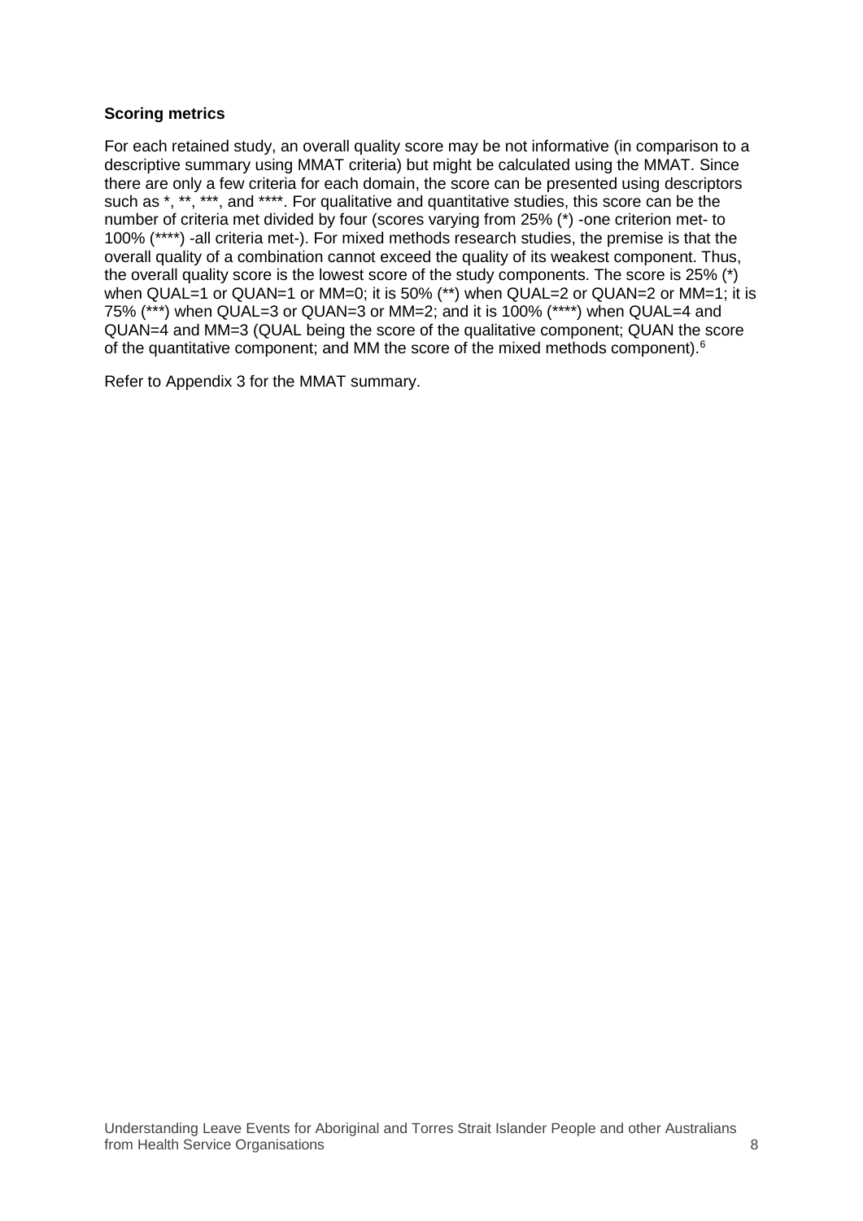**Scoring metrics**

For each retained study, an overall quality score may be not informative (in comparison to a descriptive summary using MMAT criteria) but might be calculated using the MMAT. Since there are only a few criteria for each domain, the score can be presented using descriptors such as *, **, ***, and ****. For qualitative and quantitative studies, this score can be the number of criteria met divided by four (scores varying from 25% (*) -one criterion met- to 100% (****) -all criteria met-). For mixed methods research studies, the premise is that the overall quality of a combination cannot exceed the quality of its weakest component. Thus, the overall quality score is the lowest score of the study components. The score is 25% (*) when QUAL=1 or QUAN=1 or MM=0; it is 50% (**) when QUAL=2 or QUAN=2 or MM=1; it is 75% (***) when QUAL=3 or QUAN=3 or MM=2; and it is 100% (****) when QUAL=4 and QUAN=4 and MM=3 (QUAL being the score of the qualitative component; QUAN the score of the quantitative component; and MM the score of the mixed methods component).[6]

Refer to Appendix 3 for the MMAT summary.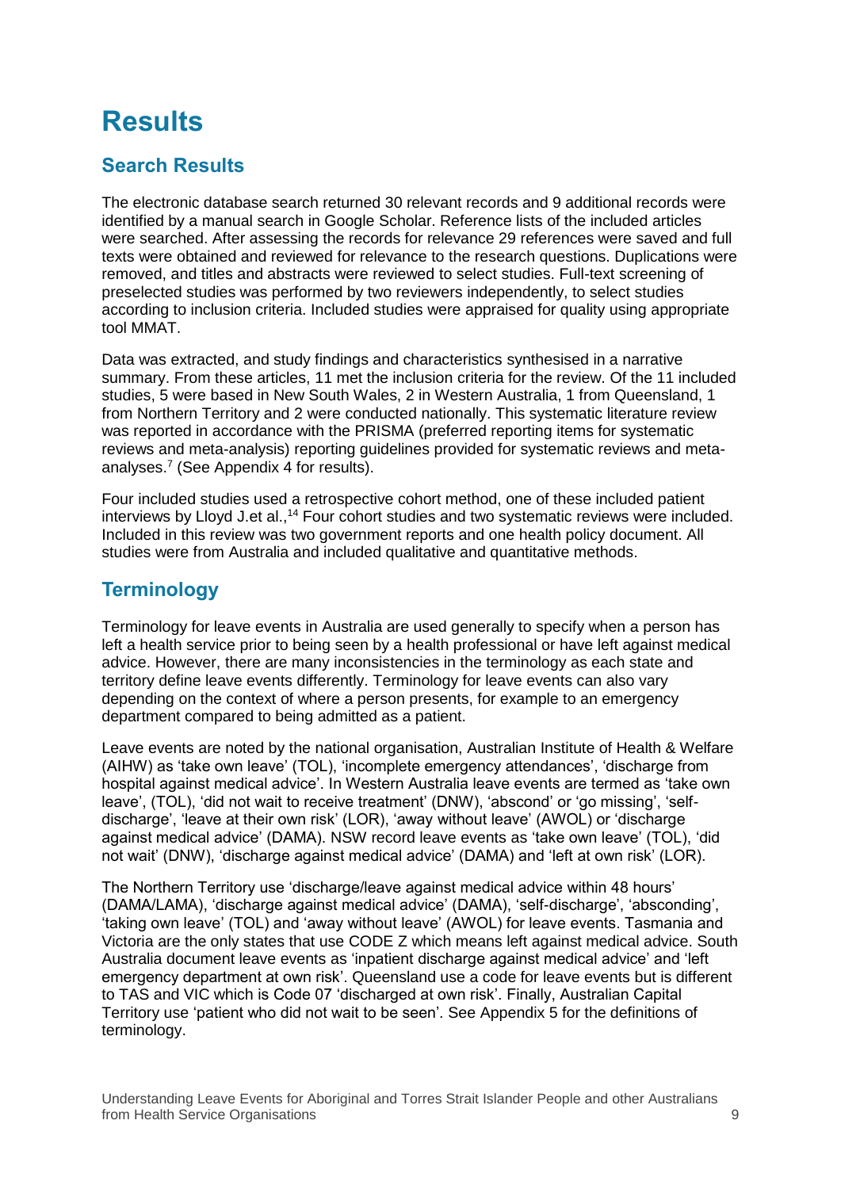# Results

## Search Results

The electronic database search returned 30 relevant records and 9 additional records were identified by a manual search in Google Scholar. Reference lists of the included articles were searched. After assessing the records for relevance 29 references were saved and full texts were obtained and reviewed for relevance to the research questions. Duplications were removed, and titles and abstracts were reviewed to select studies. Full-text screening of preselected studies was performed by two reviewers independently, to select studies according to inclusion criteria. Included studies were appraised for quality using appropriate tool MMAT.

Data was extracted, and study findings and characteristics synthesised in a narrative summary. From these articles, 11 met the inclusion criteria for the review. Of the 11 included studies, 5 were based in New South Wales, 2 in Western Australia, 1 from Queensland, 1 from Northern Territory and 2 were conducted nationally. This systematic literature review was reported in accordance with the PRISMA (preferred reporting items for systematic reviews and meta-analysis) reporting guidelines provided for systematic reviews and meta-analyses.[7] (See Appendix 4 for results).

Four included studies used a retrospective cohort method, one of these included patient interviews by Lloyd J.et al.,[14] Four cohort studies and two systematic reviews were included. Included in this review was two government reports and one health policy document. All studies were from Australia and included qualitative and quantitative methods.

## Terminology

Terminology for leave events in Australia are used generally to specify when a person has left a health service prior to being seen by a health professional or have left against medical advice. However, there are many inconsistencies in the terminology as each state and territory define leave events differently. Terminology for leave events can also vary depending on the context of where a person presents, for example to an emergency department compared to being admitted as a patient.

Leave events are noted by the national organisation, Australian Institute of Health & Welfare (AIHW) as 'take own leave' (TOL), 'incomplete emergency attendances', 'discharge from hospital against medical advice'. In Western Australia leave events are termed as 'take own leave', (TOL), 'did not wait to receive treatment' (DNW), 'abscond' or 'go missing', 'self-discharge', 'leave at their own risk' (LOR), 'away without leave' (AWOL) or 'discharge against medical advice' (DAMA). NSW record leave events as 'take own leave' (TOL), 'did not wait' (DNW), 'discharge against medical advice' (DAMA) and 'left at own risk' (LOR).

The Northern Territory use 'discharge/leave against medical advice within 48 hours' (DAMA/LAMA), 'discharge against medical advice' (DAMA), 'self-discharge', 'absconding', 'taking own leave' (TOL) and 'away without leave' (AWOL) for leave events. Tasmania and Victoria are the only states that use CODE Z which means left against medical advice. South Australia document leave events as 'inpatient discharge against medical advice' and 'left emergency department at own risk'. Queensland use a code for leave events but is different to TAS and VIC which is Code 07 'discharged at own risk'. Finally, Australian Capital Territory use 'patient who did not wait to be seen'. See Appendix 5 for the definitions of terminology.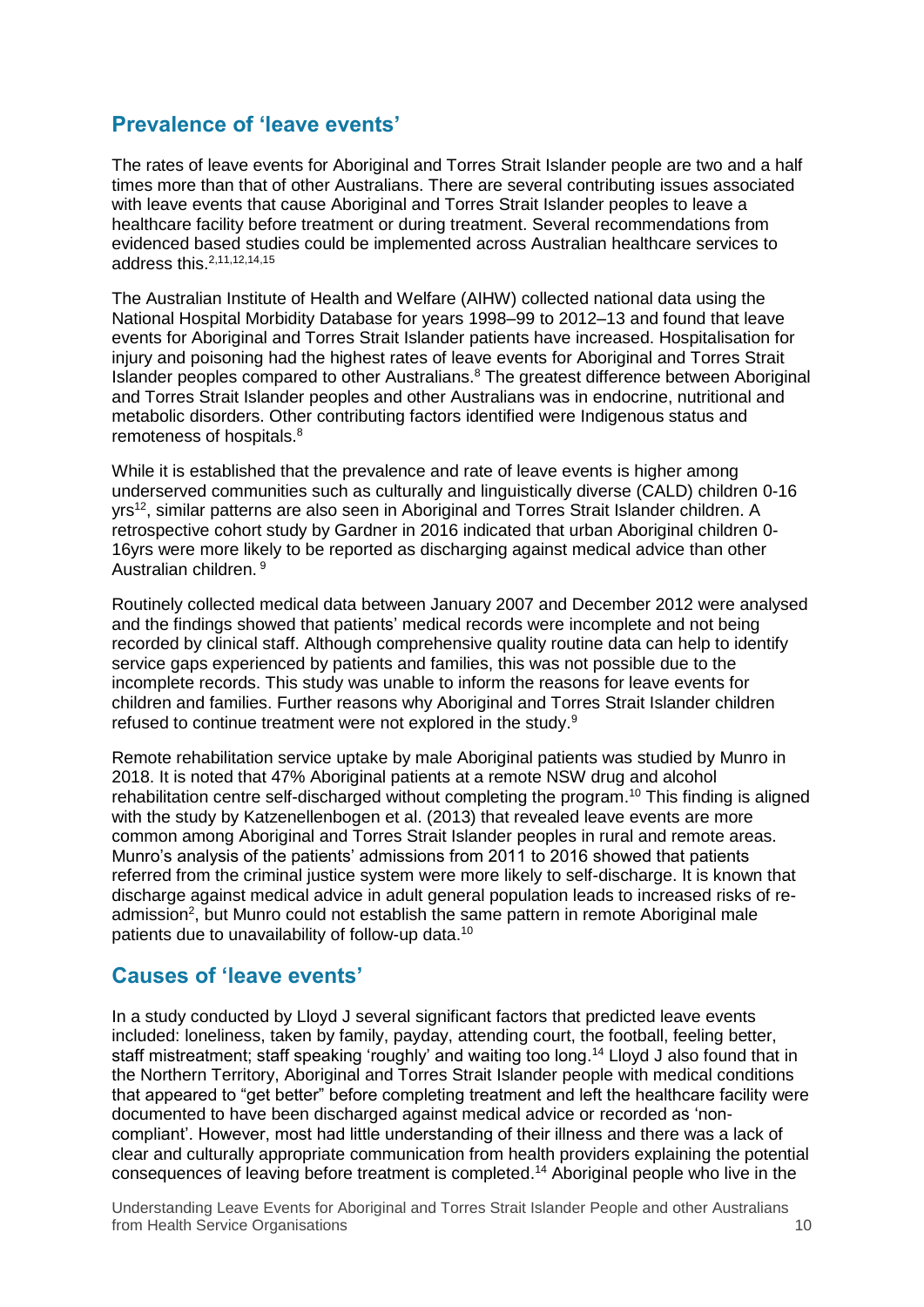## Prevalence of 'leave events'

The rates of leave events for Aboriginal and Torres Strait Islander people are two and a half times more than that of other Australians. There are several contributing issues associated with leave events that cause Aboriginal and Torres Strait Islander peoples to leave a healthcare facility before treatment or during treatment. Several recommendations from evidenced based studies could be implemented across Australian healthcare services to address this.[2,11,12,14,15]

The Australian Institute of Health and Welfare (AIHW) collected national data using the National Hospital Morbidity Database for years 1998–99 to 2012–13 and found that leave events for Aboriginal and Torres Strait Islander patients have increased. Hospitalisation for injury and poisoning had the highest rates of leave events for Aboriginal and Torres Strait Islander peoples compared to other Australians.[8] The greatest difference between Aboriginal and Torres Strait Islander peoples and other Australians was in endocrine, nutritional and metabolic disorders. Other contributing factors identified were Indigenous status and remoteness of hospitals.[8]

While it is established that the prevalence and rate of leave events is higher among underserved communities such as culturally and linguistically diverse (CALD) children 0-16 yrs[12], similar patterns are also seen in Aboriginal and Torres Strait Islander children. A retrospective cohort study by Gardner in 2016 indicated that urban Aboriginal children 0-16yrs were more likely to be reported as discharging against medical advice than other Australian children. [9]

Routinely collected medical data between January 2007 and December 2012 were analysed and the findings showed that patients' medical records were incomplete and not being recorded by clinical staff. Although comprehensive quality routine data can help to identify service gaps experienced by patients and families, this was not possible due to the incomplete records. This study was unable to inform the reasons for leave events for children and families. Further reasons why Aboriginal and Torres Strait Islander children refused to continue treatment were not explored in the study.[9]

Remote rehabilitation service uptake by male Aboriginal patients was studied by Munro in 2018. It is noted that 47% Aboriginal patients at a remote NSW drug and alcohol rehabilitation centre self-discharged without completing the program.[10] This finding is aligned with the study by Katzenellenbogen et al. (2013) that revealed leave events are more common among Aboriginal and Torres Strait Islander peoples in rural and remote areas. Munro's analysis of the patients' admissions from 2011 to 2016 showed that patients referred from the criminal justice system were more likely to self-discharge. It is known that discharge against medical advice in adult general population leads to increased risks of re-admission[2], but Munro could not establish the same pattern in remote Aboriginal male patients due to unavailability of follow-up data.[10]

## Causes of 'leave events'

In a study conducted by Lloyd J several significant factors that predicted leave events included: loneliness, taken by family, payday, attending court, the football, feeling better, staff mistreatment; staff speaking 'roughly' and waiting too long.[14] Lloyd J also found that in the Northern Territory, Aboriginal and Torres Strait Islander people with medical conditions that appeared to "get better" before completing treatment and left the healthcare facility were documented to have been discharged against medical advice or recorded as 'non-compliant'. However, most had little understanding of their illness and there was a lack of clear and culturally appropriate communication from health providers explaining the potential consequences of leaving before treatment is completed.[14] Aboriginal people who live in the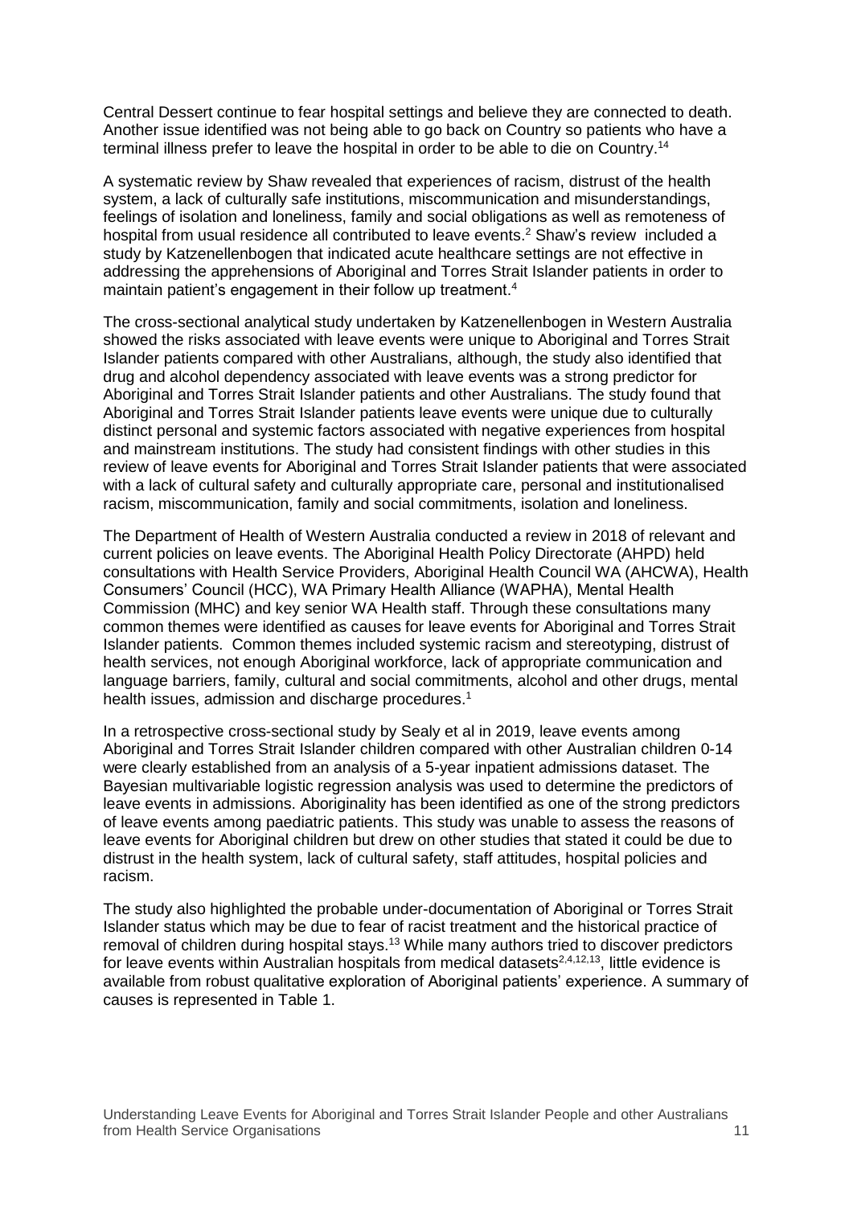Central Dessert continue to fear hospital settings and believe they are connected to death. Another issue identified was not being able to go back on Country so patients who have a terminal illness prefer to leave the hospital in order to be able to die on Country.[14]

A systematic review by Shaw revealed that experiences of racism, distrust of the health system, a lack of culturally safe institutions, miscommunication and misunderstandings, feelings of isolation and loneliness, family and social obligations as well as remoteness of hospital from usual residence all contributed to leave events.[2] Shaw's review included a study by Katzenellenbogen that indicated acute healthcare settings are not effective in addressing the apprehensions of Aboriginal and Torres Strait Islander patients in order to maintain patient's engagement in their follow up treatment.[4]

The cross-sectional analytical study undertaken by Katzenellenbogen in Western Australia showed the risks associated with leave events were unique to Aboriginal and Torres Strait Islander patients compared with other Australians, although, the study also identified that drug and alcohol dependency associated with leave events was a strong predictor for Aboriginal and Torres Strait Islander patients and other Australians. The study found that Aboriginal and Torres Strait Islander patients leave events were unique due to culturally distinct personal and systemic factors associated with negative experiences from hospital and mainstream institutions. The study had consistent findings with other studies in this review of leave events for Aboriginal and Torres Strait Islander patients that were associated with a lack of cultural safety and culturally appropriate care, personal and institutionalised racism, miscommunication, family and social commitments, isolation and loneliness.

The Department of Health of Western Australia conducted a review in 2018 of relevant and current policies on leave events. The Aboriginal Health Policy Directorate (AHPD) held consultations with Health Service Providers, Aboriginal Health Council WA (AHCWA), Health Consumers' Council (HCC), WA Primary Health Alliance (WAPHA), Mental Health Commission (MHC) and key senior WA Health staff. Through these consultations many common themes were identified as causes for leave events for Aboriginal and Torres Strait Islander patients. Common themes included systemic racism and stereotyping, distrust of health services, not enough Aboriginal workforce, lack of appropriate communication and language barriers, family, cultural and social commitments, alcohol and other drugs, mental health issues, admission and discharge procedures.[1]

In a retrospective cross-sectional study by Sealy et al in 2019, leave events among Aboriginal and Torres Strait Islander children compared with other Australian children 0-14 were clearly established from an analysis of a 5-year inpatient admissions dataset. The Bayesian multivariable logistic regression analysis was used to determine the predictors of leave events in admissions. Aboriginality has been identified as one of the strong predictors of leave events among paediatric patients. This study was unable to assess the reasons of leave events for Aboriginal children but drew on other studies that stated it could be due to distrust in the health system, lack of cultural safety, staff attitudes, hospital policies and racism.

The study also highlighted the probable under-documentation of Aboriginal or Torres Strait Islander status which may be due to fear of racist treatment and the historical practice of removal of children during hospital stays.[13] While many authors tried to discover predictors for leave events within Australian hospitals from medical datasets[2,4,12,13], little evidence is available from robust qualitative exploration of Aboriginal patients' experience. A summary of causes is represented in Table 1.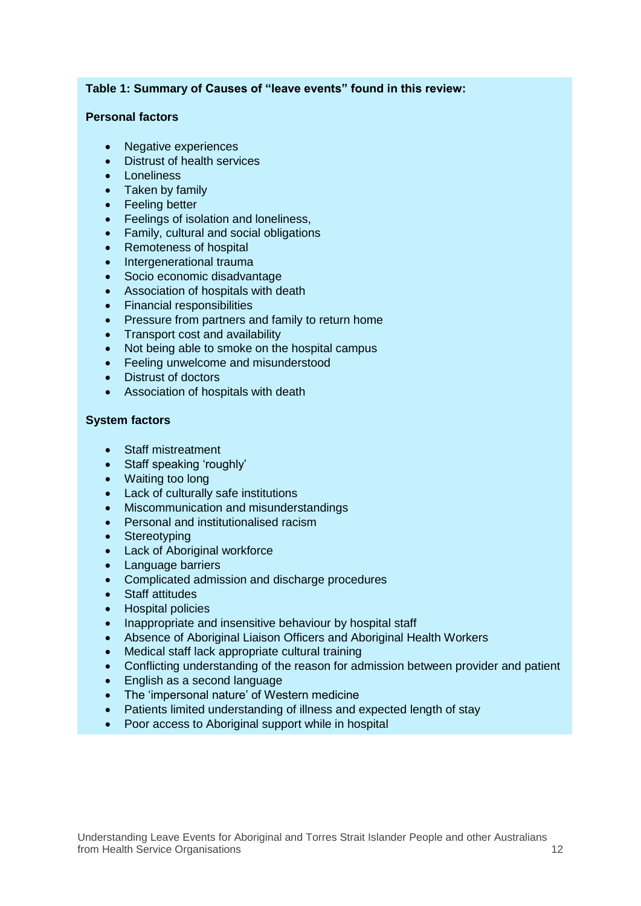**Table 1: Summary of Causes of "leave events" found in this review:**

**Personal factors**

- Negative experiences
- Distrust of health services
- Loneliness
- Taken by family
- Feeling better
- Feelings of isolation and loneliness,
- Family, cultural and social obligations
- Remoteness of hospital
- Intergenerational trauma
- Socio economic disadvantage
- Association of hospitals with death
- Financial responsibilities
- Pressure from partners and family to return home
- Transport cost and availability
- Not being able to smoke on the hospital campus
- Feeling unwelcome and misunderstood
- Distrust of doctors
- Association of hospitals with death

**System factors**

- Staff mistreatment
- Staff speaking 'roughly'
- Waiting too long
- Lack of culturally safe institutions
- Miscommunication and misunderstandings
- Personal and institutionalised racism
- Stereotyping
- Lack of Aboriginal workforce
- Language barriers
- Complicated admission and discharge procedures
- Staff attitudes
- Hospital policies
- Inappropriate and insensitive behaviour by hospital staff
- Absence of Aboriginal Liaison Officers and Aboriginal Health Workers
- Medical staff lack appropriate cultural training
- Conflicting understanding of the reason for admission between provider and patient
- English as a second language
- The 'impersonal nature' of Western medicine
- Patients limited understanding of illness and expected length of stay
- Poor access to Aboriginal support while in hospital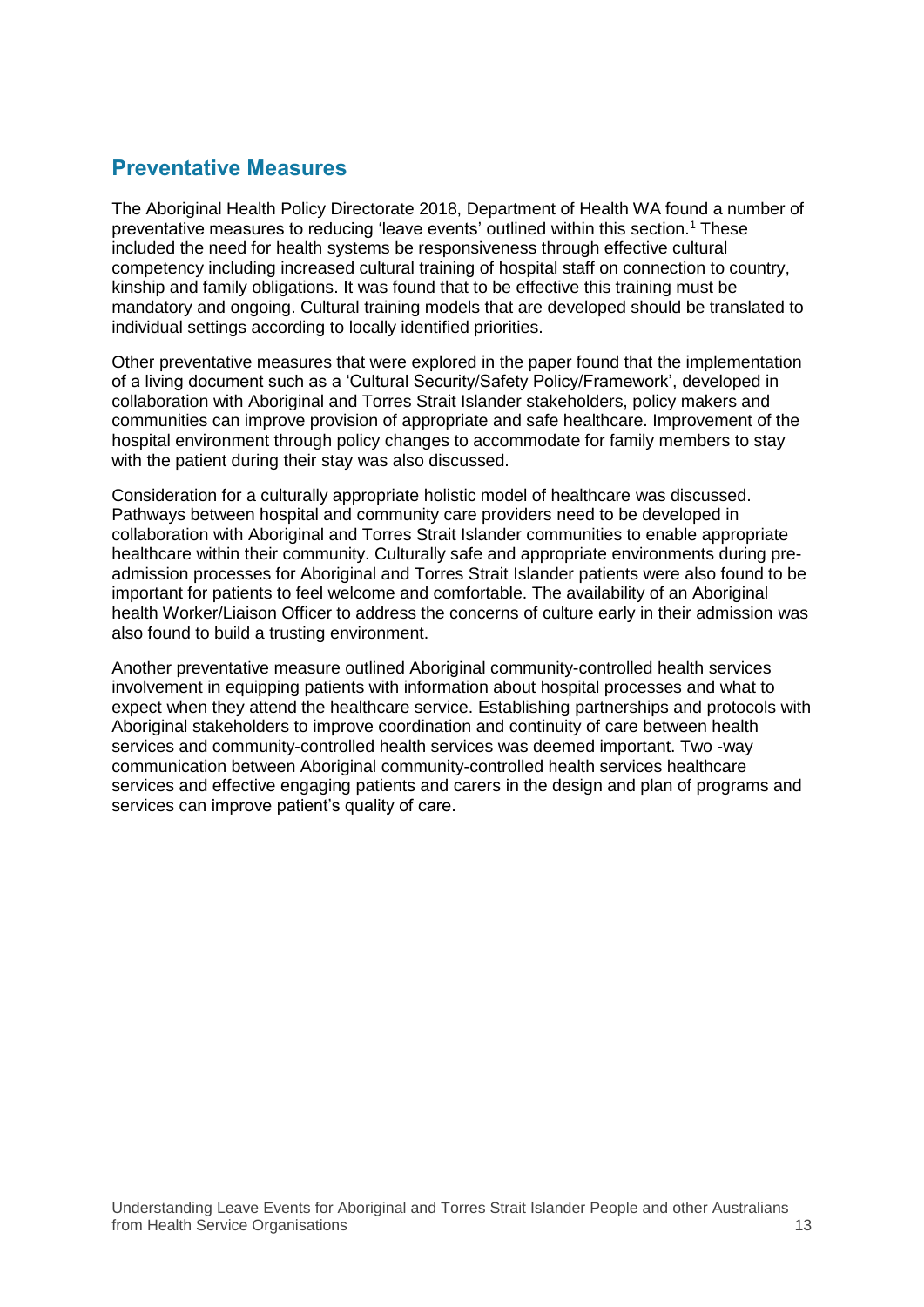## Preventative Measures

The Aboriginal Health Policy Directorate 2018, Department of Health WA found a number of preventative measures to reducing 'leave events' outlined within this section.[1] These included the need for health systems be responsiveness through effective cultural competency including increased cultural training of hospital staff on connection to country, kinship and family obligations. It was found that to be effective this training must be mandatory and ongoing. Cultural training models that are developed should be translated to individual settings according to locally identified priorities.

Other preventative measures that were explored in the paper found that the implementation of a living document such as a 'Cultural Security/Safety Policy/Framework', developed in collaboration with Aboriginal and Torres Strait Islander stakeholders, policy makers and communities can improve provision of appropriate and safe healthcare. Improvement of the hospital environment through policy changes to accommodate for family members to stay with the patient during their stay was also discussed.

Consideration for a culturally appropriate holistic model of healthcare was discussed. Pathways between hospital and community care providers need to be developed in collaboration with Aboriginal and Torres Strait Islander communities to enable appropriate healthcare within their community. Culturally safe and appropriate environments during pre-admission processes for Aboriginal and Torres Strait Islander patients were also found to be important for patients to feel welcome and comfortable. The availability of an Aboriginal health Worker/Liaison Officer to address the concerns of culture early in their admission was also found to build a trusting environment.

Another preventative measure outlined Aboriginal community-controlled health services involvement in equipping patients with information about hospital processes and what to expect when they attend the healthcare service. Establishing partnerships and protocols with Aboriginal stakeholders to improve coordination and continuity of care between health services and community-controlled health services was deemed important. Two -way communication between Aboriginal community-controlled health services healthcare services and effective engaging patients and carers in the design and plan of programs and services can improve patient's quality of care.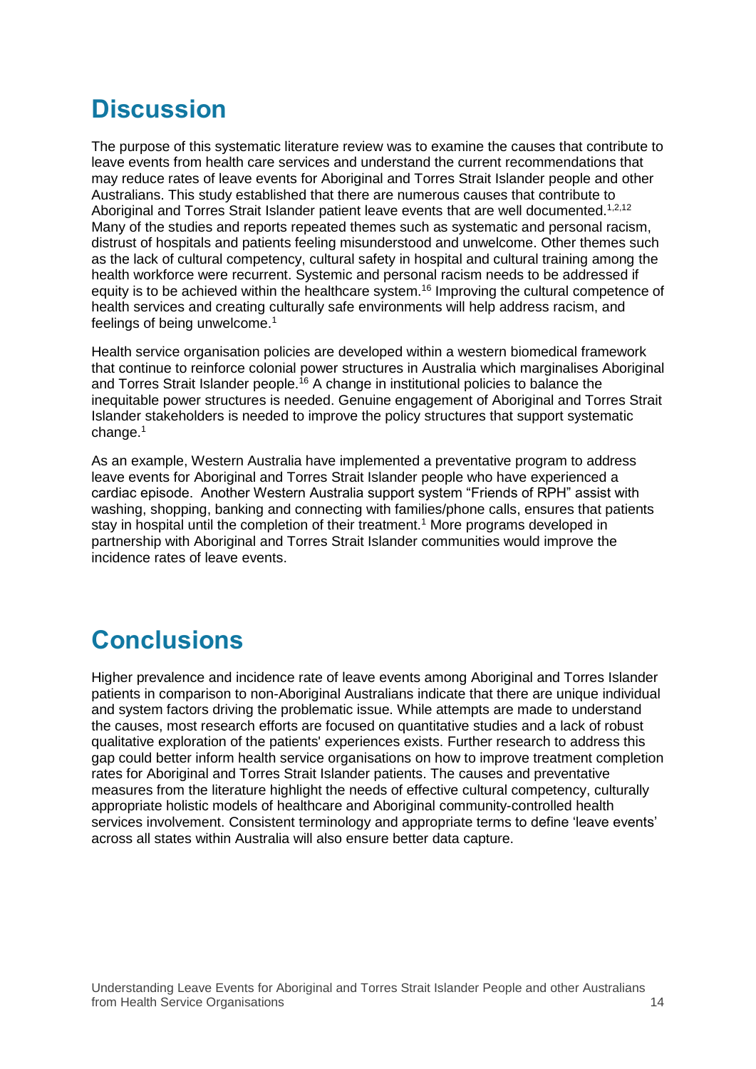# Discussion

The purpose of this systematic literature review was to examine the causes that contribute to leave events from health care services and understand the current recommendations that may reduce rates of leave events for Aboriginal and Torres Strait Islander people and other Australians. This study established that there are numerous causes that contribute to Aboriginal and Torres Strait Islander patient leave events that are well documented.[1,2,12] Many of the studies and reports repeated themes such as systematic and personal racism, distrust of hospitals and patients feeling misunderstood and unwelcome. Other themes such as the lack of cultural competency, cultural safety in hospital and cultural training among the health workforce were recurrent. Systemic and personal racism needs to be addressed if equity is to be achieved within the healthcare system.[16] Improving the cultural competence of health services and creating culturally safe environments will help address racism, and feelings of being unwelcome.[1]

Health service organisation policies are developed within a western biomedical framework that continue to reinforce colonial power structures in Australia which marginalises Aboriginal and Torres Strait Islander people.[16] A change in institutional policies to balance the inequitable power structures is needed. Genuine engagement of Aboriginal and Torres Strait Islander stakeholders is needed to improve the policy structures that support systematic change.[1]

As an example, Western Australia have implemented a preventative program to address leave events for Aboriginal and Torres Strait Islander people who have experienced a cardiac episode. Another Western Australia support system "Friends of RPH" assist with washing, shopping, banking and connecting with families/phone calls, ensures that patients stay in hospital until the completion of their treatment.[1] More programs developed in partnership with Aboriginal and Torres Strait Islander communities would improve the incidence rates of leave events.

# Conclusions

Higher prevalence and incidence rate of leave events among Aboriginal and Torres Islander patients in comparison to non-Aboriginal Australians indicate that there are unique individual and system factors driving the problematic issue. While attempts are made to understand the causes, most research efforts are focused on quantitative studies and a lack of robust qualitative exploration of the patients' experiences exists. Further research to address this gap could better inform health service organisations on how to improve treatment completion rates for Aboriginal and Torres Strait Islander patients. The causes and preventative measures from the literature highlight the needs of effective cultural competency, culturally appropriate holistic models of healthcare and Aboriginal community-controlled health services involvement. Consistent terminology and appropriate terms to define 'leave events' across all states within Australia will also ensure better data capture.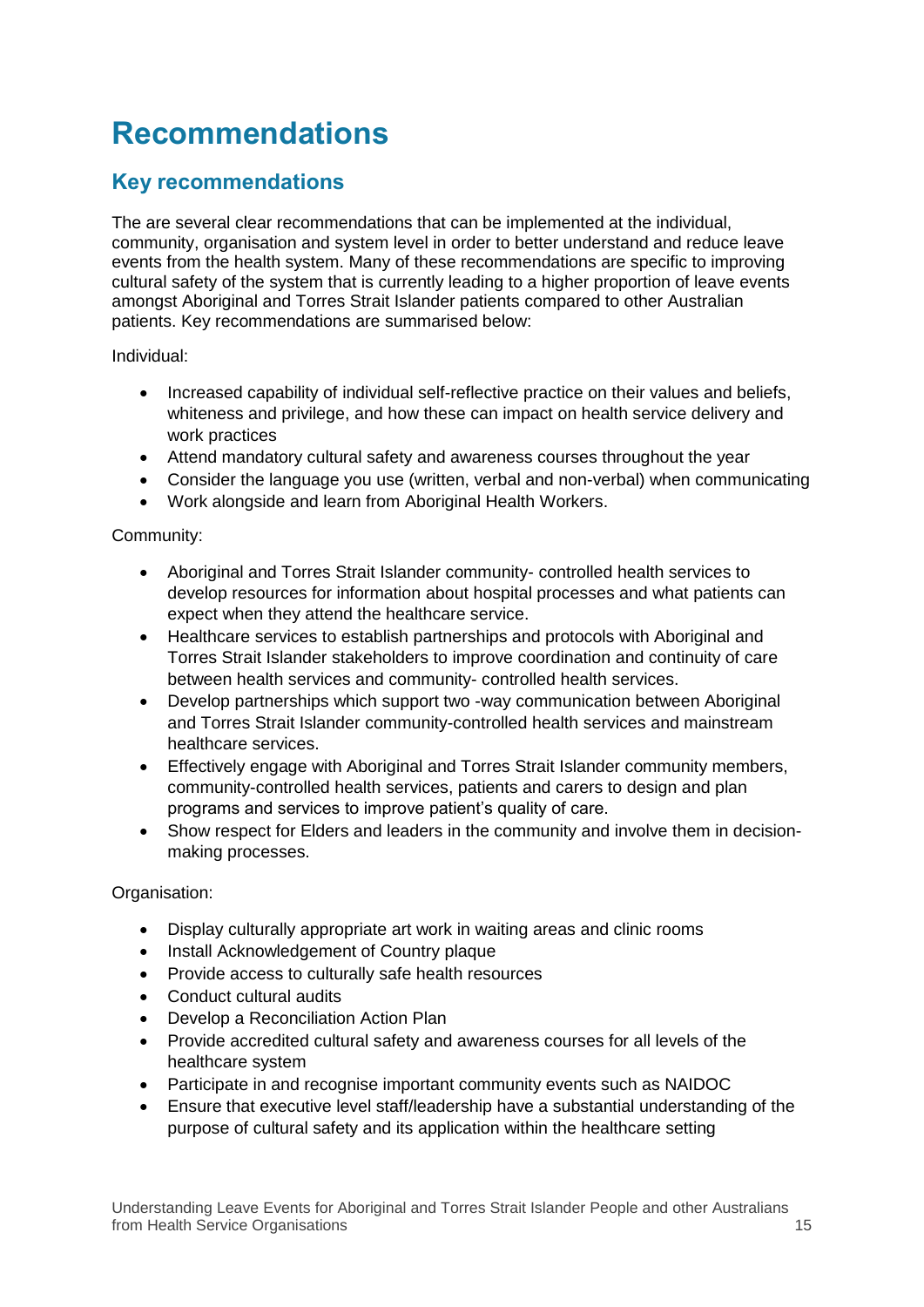# Recommendations

## Key recommendations

The are several clear recommendations that can be implemented at the individual, community, organisation and system level in order to better understand and reduce leave events from the health system. Many of these recommendations are specific to improving cultural safety of the system that is currently leading to a higher proportion of leave events amongst Aboriginal and Torres Strait Islander patients compared to other Australian patients. Key recommendations are summarised below:

Individual:

- Increased capability of individual self-reflective practice on their values and beliefs, whiteness and privilege, and how these can impact on health service delivery and work practices
- Attend mandatory cultural safety and awareness courses throughout the year
- Consider the language you use (written, verbal and non-verbal) when communicating
- Work alongside and learn from Aboriginal Health Workers.

Community:

- Aboriginal and Torres Strait Islander community- controlled health services to develop resources for information about hospital processes and what patients can expect when they attend the healthcare service.
- Healthcare services to establish partnerships and protocols with Aboriginal and Torres Strait Islander stakeholders to improve coordination and continuity of care between health services and community- controlled health services.
- Develop partnerships which support two -way communication between Aboriginal and Torres Strait Islander community-controlled health services and mainstream healthcare services.
- Effectively engage with Aboriginal and Torres Strait Islander community members, community-controlled health services, patients and carers to design and plan programs and services to improve patient's quality of care.
- Show respect for Elders and leaders in the community and involve them in decision-making processes.

Organisation:

- Display culturally appropriate art work in waiting areas and clinic rooms
- Install Acknowledgement of Country plaque
- Provide access to culturally safe health resources
- Conduct cultural audits
- Develop a Reconciliation Action Plan
- Provide accredited cultural safety and awareness courses for all levels of the healthcare system
- Participate in and recognise important community events such as NAIDOC
- Ensure that executive level staff/leadership have a substantial understanding of the purpose of cultural safety and its application within the healthcare setting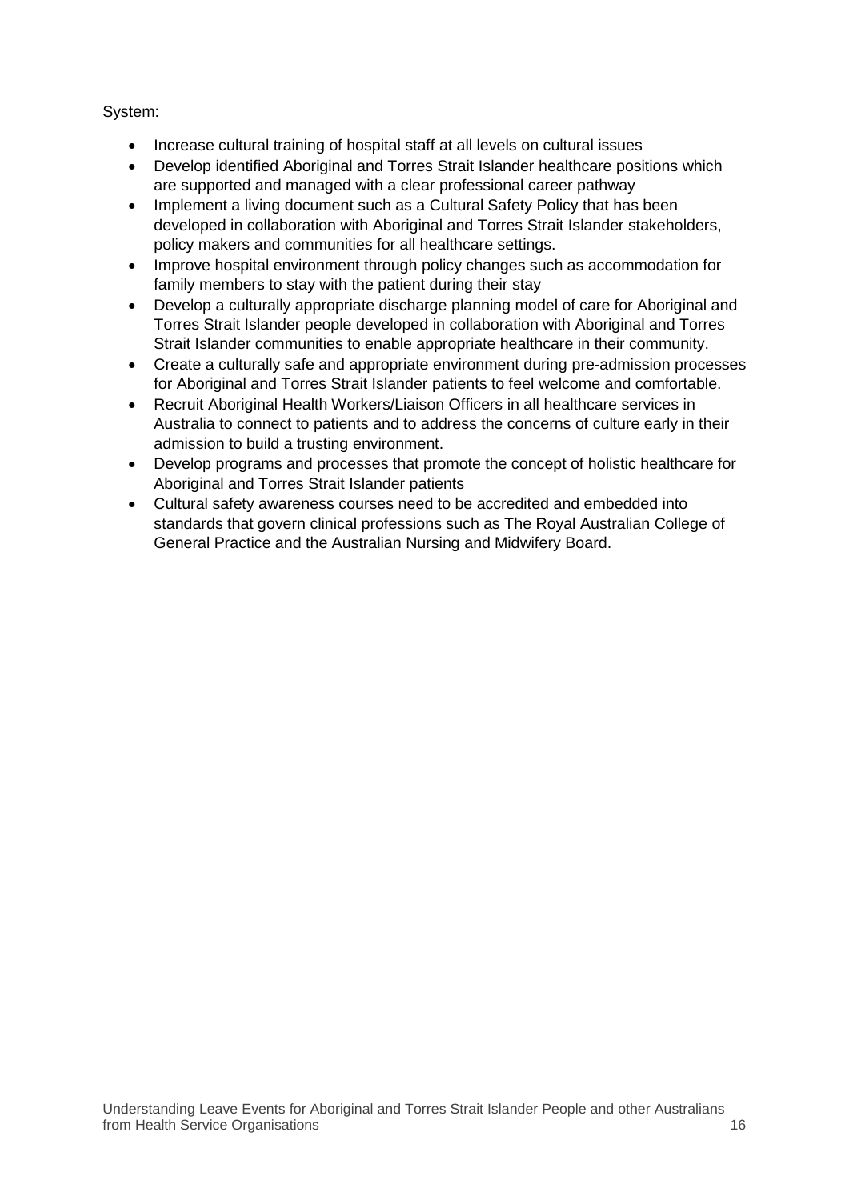System:

- Increase cultural training of hospital staff at all levels on cultural issues
- Develop identified Aboriginal and Torres Strait Islander healthcare positions which are supported and managed with a clear professional career pathway
- Implement a living document such as a Cultural Safety Policy that has been developed in collaboration with Aboriginal and Torres Strait Islander stakeholders, policy makers and communities for all healthcare settings.
- Improve hospital environment through policy changes such as accommodation for family members to stay with the patient during their stay
- Develop a culturally appropriate discharge planning model of care for Aboriginal and Torres Strait Islander people developed in collaboration with Aboriginal and Torres Strait Islander communities to enable appropriate healthcare in their community.
- Create a culturally safe and appropriate environment during pre-admission processes for Aboriginal and Torres Strait Islander patients to feel welcome and comfortable.
- Recruit Aboriginal Health Workers/Liaison Officers in all healthcare services in Australia to connect to patients and to address the concerns of culture early in their admission to build a trusting environment.
- Develop programs and processes that promote the concept of holistic healthcare for Aboriginal and Torres Strait Islander patients
- Cultural safety awareness courses need to be accredited and embedded into standards that govern clinical professions such as The Royal Australian College of General Practice and the Australian Nursing and Midwifery Board.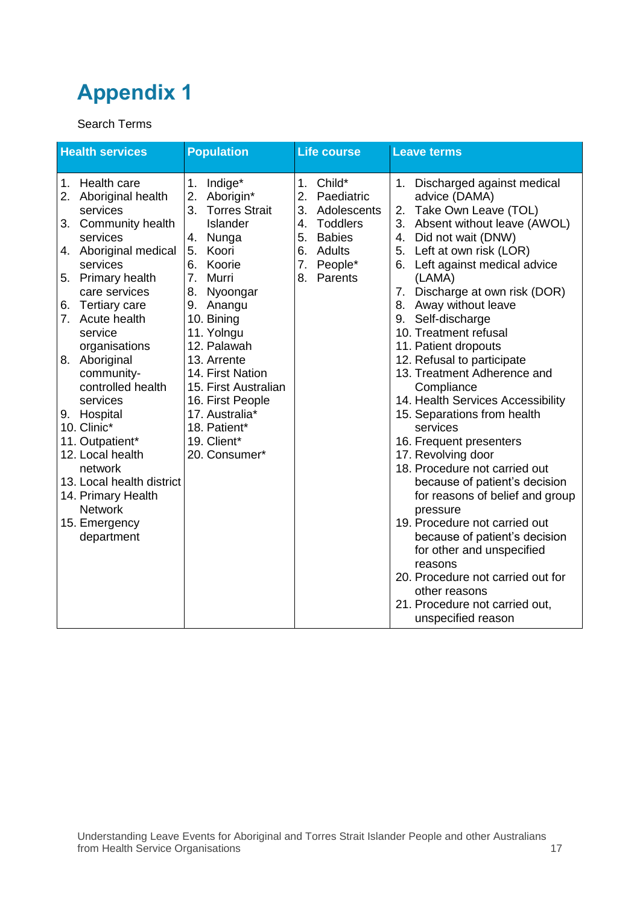# Appendix 1

Search Terms

| Health services | Population | Life course | Leave terms |
|---|---|---|---|
| 1. Health care<br>2. Aboriginal health services<br>3. Community health services<br>4. Aboriginal medical services<br>5. Primary health care services<br>6. Tertiary care<br>7. Acute health service organisations<br>8. Aboriginal community-controlled health services<br>9. Hospital<br>10. Clinic*<br>11. Outpatient*<br>12. Local health network<br>13. Local health district<br>14. Primary Health Network<br>15. Emergency department | 1. Indige*<br>2. Aborigin*<br>3. Torres Strait Islander<br>4. Nunga<br>5. Koori<br>6. Koorie<br>7. Murri<br>8. Nyoongar<br>9. Anangu<br>10. Bining<br>11. Yolngu<br>12. Palawah<br>13. Arrente<br>14. First Nation<br>15. First Australian<br>16. First People<br>17. Australia*<br>18. Patient*<br>19. Client*<br>20. Consumer* | 1. Child*<br>2. Paediatric<br>3. Adolescents<br>4. Toddlers<br>5. Babies<br>6. Adults<br>7. People*<br>8. Parents | 1. Discharged against medical advice (DAMA)<br>2. Take Own Leave (TOL)<br>3. Absent without leave (AWOL)<br>4. Did not wait (DNW)<br>5. Left at own risk (LOR)<br>6. Left against medical advice (LAMA)<br>7. Discharge at own risk (DOR)<br>8. Away without leave<br>9. Self-discharge<br>10. Treatment refusal<br>11. Patient dropouts<br>12. Refusal to participate<br>13. Treatment Adherence and Compliance<br>14. Health Services Accessibility<br>15. Separations from health services<br>16. Frequent presenters<br>17. Revolving door<br>18. Procedure not carried out because of patient's decision for reasons of belief and group pressure<br>19. Procedure not carried out because of patient's decision for other and unspecified reasons<br>20. Procedure not carried out for other reasons<br>21. Procedure not carried out, unspecified reason |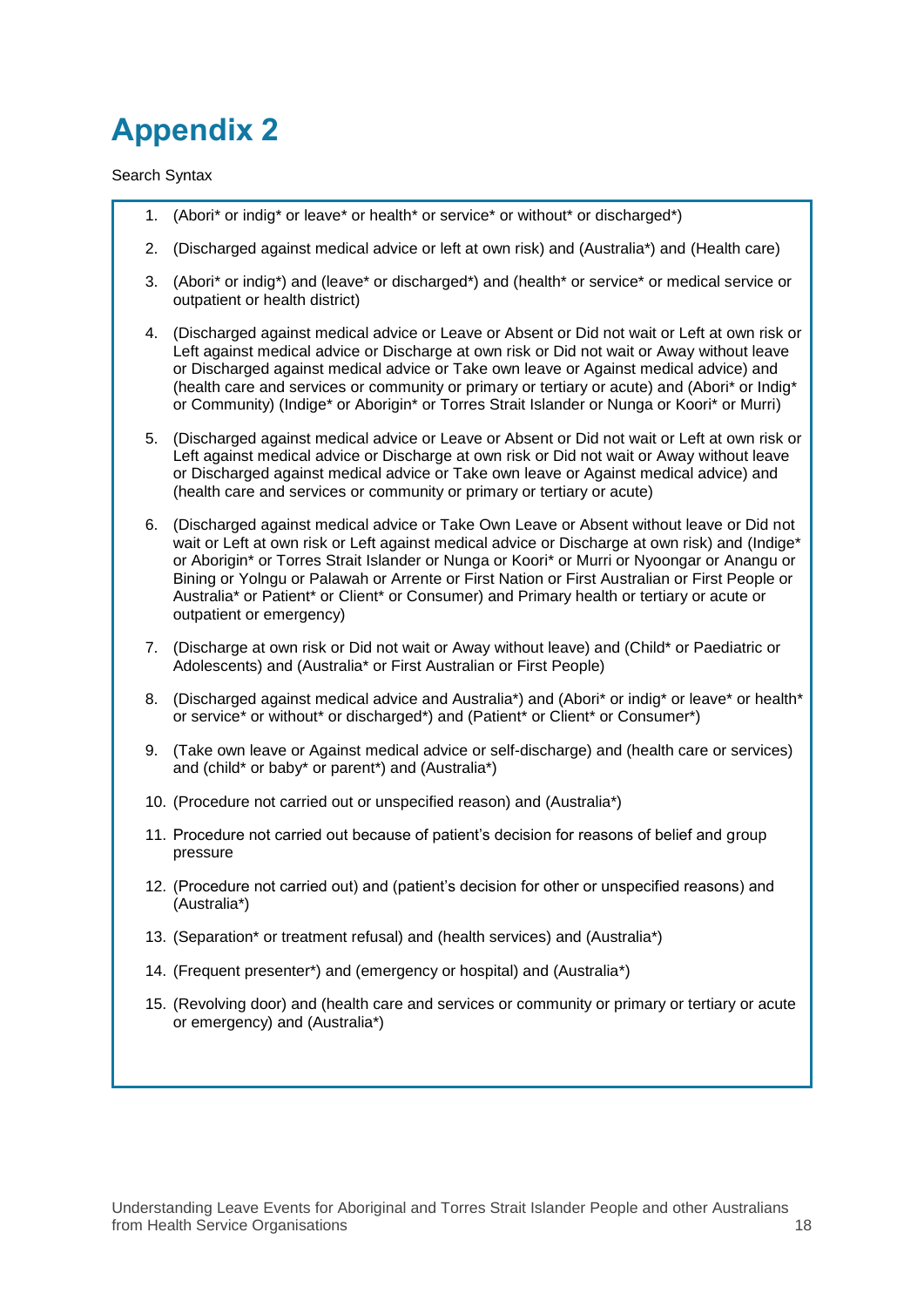# Appendix 2

Search Syntax

1. (Abori* or indig* or leave* or health* or service* or without* or discharged*)
2. (Discharged against medical advice or left at own risk) and (Australia*) and (Health care)
3. (Abori* or indig*) and (leave* or discharged*) and (health* or service* or medical service or outpatient or health district)
4. (Discharged against medical advice or Leave or Absent or Did not wait or Left at own risk or Left against medical advice or Discharge at own risk or Did not wait or Away without leave or Discharged against medical advice or Take own leave or Against medical advice) and (health care and services or community or primary or tertiary or acute) and (Abori* or Indig* or Community) (Indige* or Aborigin* or Torres Strait Islander or Nunga or Koori* or Murri)
5. (Discharged against medical advice or Leave or Absent or Did not wait or Left at own risk or Left against medical advice or Discharge at own risk or Did not wait or Away without leave or Discharged against medical advice or Take own leave or Against medical advice) and (health care and services or community or primary or tertiary or acute)
6. (Discharged against medical advice or Take Own Leave or Absent without leave or Did not wait or Left at own risk or Left against medical advice or Discharge at own risk) and (Indige* or Aborigin* or Torres Strait Islander or Nunga or Koori* or Murri or Nyoongar or Anangu or Bining or Yolngu or Palawah or Arrente or First Nation or First Australian or First People or Australia* or Patient* or Client* or Consumer) and Primary health or tertiary or acute or outpatient or emergency)
7. (Discharge at own risk or Did not wait or Away without leave) and (Child* or Paediatric or Adolescents) and (Australia* or First Australian or First People)
8. (Discharged against medical advice and Australia*) and (Abori* or indig* or leave* or health* or service* or without* or discharged*) and (Patient* or Client* or Consumer*)
9. (Take own leave or Against medical advice or self-discharge) and (health care or services) and (child* or baby* or parent*) and (Australia*)
10. (Procedure not carried out or unspecified reason) and (Australia*)
11. Procedure not carried out because of patient's decision for reasons of belief and group pressure
12. (Procedure not carried out) and (patient's decision for other or unspecified reasons) and (Australia*)
13. (Separation* or treatment refusal) and (health services) and (Australia*)
14. (Frequent presenter*) and (emergency or hospital) and (Australia*)
15. (Revolving door) and (health care and services or community or primary or tertiary or acute or emergency) and (Australia*)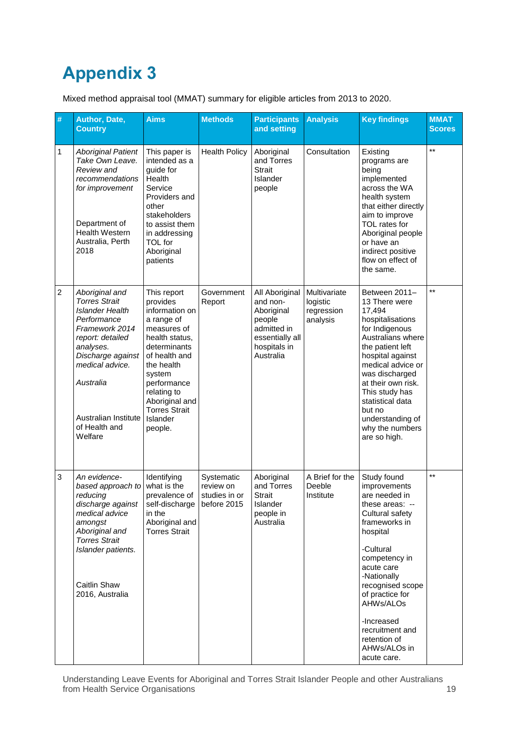# Appendix 3

Mixed method appraisal tool (MMAT) summary for eligible articles from 2013 to 2020.

| # | Author, Date, Country | Aims | Methods | Participants and setting | Analysis | Key findings | MMAT Scores |
|---|---|---|---|---|---|---|---|
| 1 | *Aboriginal Patient Take Own Leave. Review and recommendations for improvement*<br><br>Department of Health Western Australia, Perth 2018 | This paper is intended as a guide for Health Service Providers and other stakeholders to assist them in addressing TOL for Aboriginal patients | Health Policy | Aboriginal and Torres Strait Islander people | Consultation | Existing programs are being implemented across the WA health system that either directly aim to improve TOL rates for Aboriginal people or have an indirect positive flow on effect of the same. | ** |
| 2 | *Aboriginal and Torres Strait Islander Health Performance Framework 2014 report: detailed analyses. Discharge against medical advice.*<br><br>*Australia*<br><br>Australian Institute of Health and Welfare | This report provides information on a range of measures of health status, determinants of health and the health system performance relating to Aboriginal and Torres Strait Islander people. | Government Report | All Aboriginal and non-Aboriginal people admitted in essentially all hospitals in Australia | Multivariate logistic regression analysis | Between 2011–13 There were 17,494 hospitalisations for Indigenous Australians where the patient left hospital against medical advice or was discharged at their own risk. This study has statistical data but no understanding of why the numbers are so high. | ** |
| 3 | *An evidence-based approach to reducing discharge against medical advice amongst Aboriginal and Torres Strait Islander patients.*<br><br>Caitlin Shaw 2016, Australia | Identifying what is the prevalence of self-discharge in the Aboriginal and Torres Strait | Systematic review on studies in or before 2015 | Aboriginal and Torres Strait Islander people in Australia | A Brief for the Deeble Institute | Study found improvements are needed in these areas: -- Cultural safety frameworks in hospital<br><br>-Cultural competency in acute care<br>-Nationally recognised scope of practice for AHWs/ALOs<br><br>-Increased recruitment and retention of AHWs/ALOs in acute care. | ** |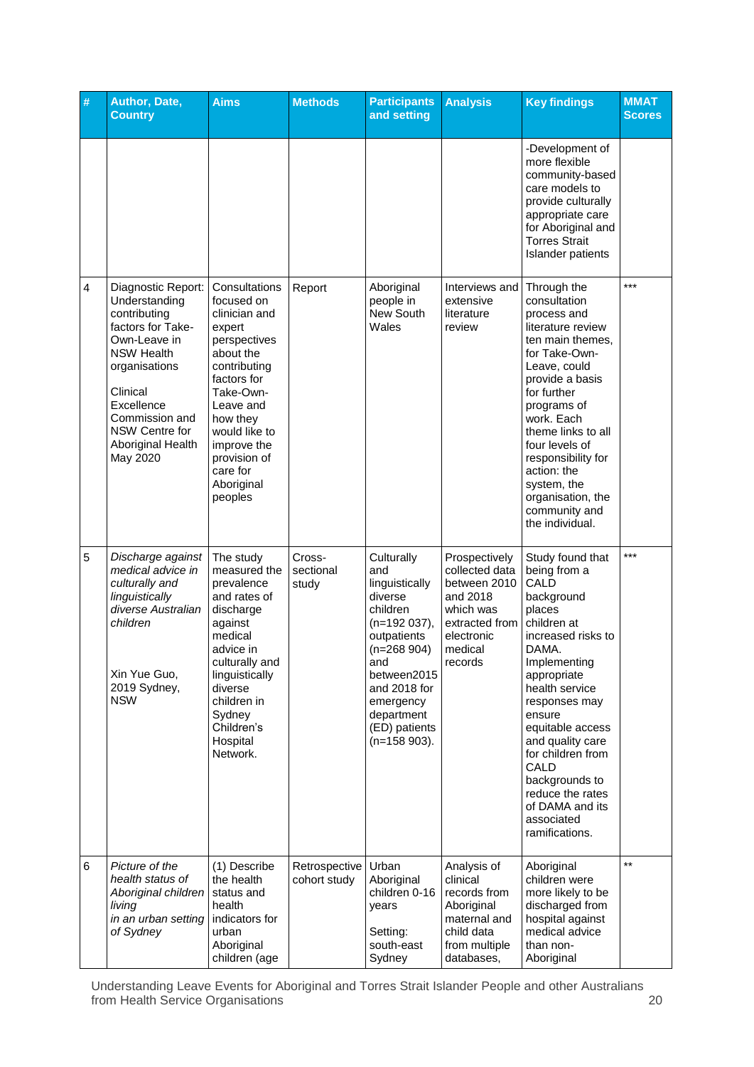| # | Author, Date, Country | Aims | Methods | Participants and setting | Analysis | Key findings | MMAT Scores |
|---|---|---|---|---|---|---|---|
| | | | | | | -Development of more flexible community-based care models to provide culturally appropriate care for Aboriginal and Torres Strait Islander patients | |
| 4 | Diagnostic Report: Understanding contributing factors for Take-Own-Leave in NSW Health organisations<br><br>Clinical Excellence Commission and NSW Centre for Aboriginal Health May 2020 | Consultations focused on clinician and expert perspectives about the contributing factors for Take-Own-Leave and how they would like to improve the provision of care for Aboriginal peoples | Report | Aboriginal people in New South Wales | Interviews and extensive literature review | Through the consultation process and literature review ten main themes, for Take-Own-Leave, could provide a basis for further programs of work. Each theme links to all four levels of responsibility for action: the system, the organisation, the community and the individual. | *** |
| 5 | *Discharge against medical advice in culturally and linguistically diverse Australian children*<br><br>Xin Yue Guo, 2019 Sydney, NSW | The study measured the prevalence and rates of discharge against medical advice in culturally and linguistically diverse children in Sydney Children's Hospital Network. | Cross-sectional study | Culturally and linguistically diverse children (n=192 037), outpatients (n=268 904) and between2015 and 2018 for emergency department (ED) patients (n=158 903). | Prospectively collected data between 2010 and 2018 which was extracted from electronic medical records | Study found that being from a CALD background places children at increased risks to DAMA. Implementing appropriate health service responses may ensure equitable access and quality care for children from CALD backgrounds to reduce the rates of DAMA and its associated ramifications. | *** |
| 6 | *Picture of the health status of Aboriginal children living in an urban setting of Sydney* | (1) Describe the health status and health indicators for urban Aboriginal children (age | Retrospective cohort study | Urban Aboriginal children 0-16 years<br><br>Setting: south-east Sydney | Analysis of clinical records from Aboriginal maternal and child data from multiple databases, | Aboriginal children were more likely to be discharged from hospital against medical advice than non-Aboriginal | ** |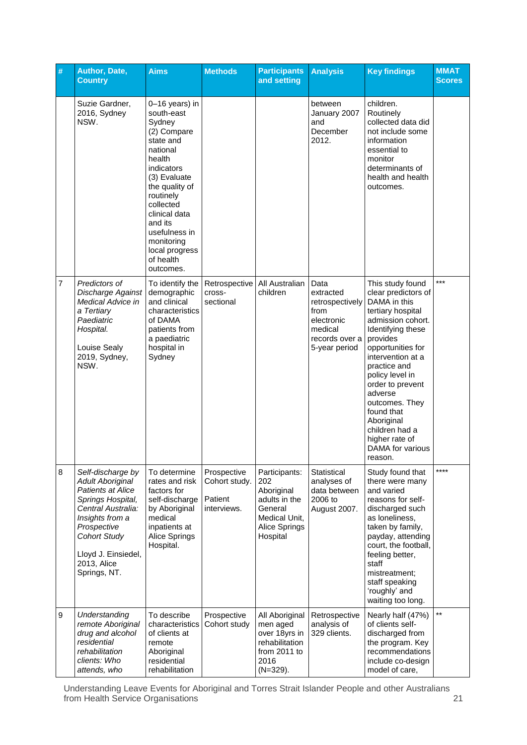| # | Author, Date, Country | Aims | Methods | Participants and setting | Analysis | Key findings | MMAT Scores |
|---|---|---|---|---|---|---|---|
| | Suzie Gardner, 2016, Sydney NSW. | 0–16 years) in south-east Sydney (2) Compare state and national health indicators (3) Evaluate the quality of routinely collected clinical data and its usefulness in monitoring local progress of health outcomes. | | | between January 2007 and December 2012. | children. Routinely collected data did not include some information essential to monitor determinants of health and health outcomes. | |
| 7 | *Predictors of Discharge Against Medical Advice in a Tertiary Paediatric Hospital.* Louise Sealy 2019, Sydney, NSW. | To identify the demographic and clinical characteristics of DAMA patients from a paediatric hospital in Sydney | Retrospective cross-sectional | All Australian children | Data extracted retrospectively from electronic medical records over a 5-year period | This study found clear predictors of DAMA in this tertiary hospital admission cohort. Identifying these provides opportunities for intervention at a practice and policy level in order to prevent adverse outcomes. They found that Aboriginal children had a higher rate of DAMA for various reason. | *** |
| 8 | *Self-discharge by Adult Aboriginal Patients at Alice Springs Hospital, Central Australia: Insights from a Prospective Cohort Study* Lloyd J. Einsiedel, 2013, Alice Springs, NT. | To determine rates and risk factors for self-discharge by Aboriginal medical inpatients at Alice Springs Hospital. | Prospective Cohort study. Patient interviews. | Participants: 202 Aboriginal adults in the General Medical Unit, Alice Springs Hospital | Statistical analyses of data between 2006 to August 2007. | Study found that there were many and varied reasons for self-discharged such as loneliness, taken by family, payday, attending court, the football, feeling better, staff mistreatment; staff speaking 'roughly' and waiting too long. | **** |
| 9 | *Understanding remote Aboriginal drug and alcohol residential rehabilitation clients: Who attends, who* | To describe characteristics of clients at remote Aboriginal residential rehabilitation | Prospective Cohort study | All Aboriginal men aged over 18yrs in rehabilitation from 2011 to 2016 (N=329). | Retrospective analysis of 329 clients. | Nearly half (47%) of clients self-discharged from the program. Key recommendations include co-design model of care, | ** |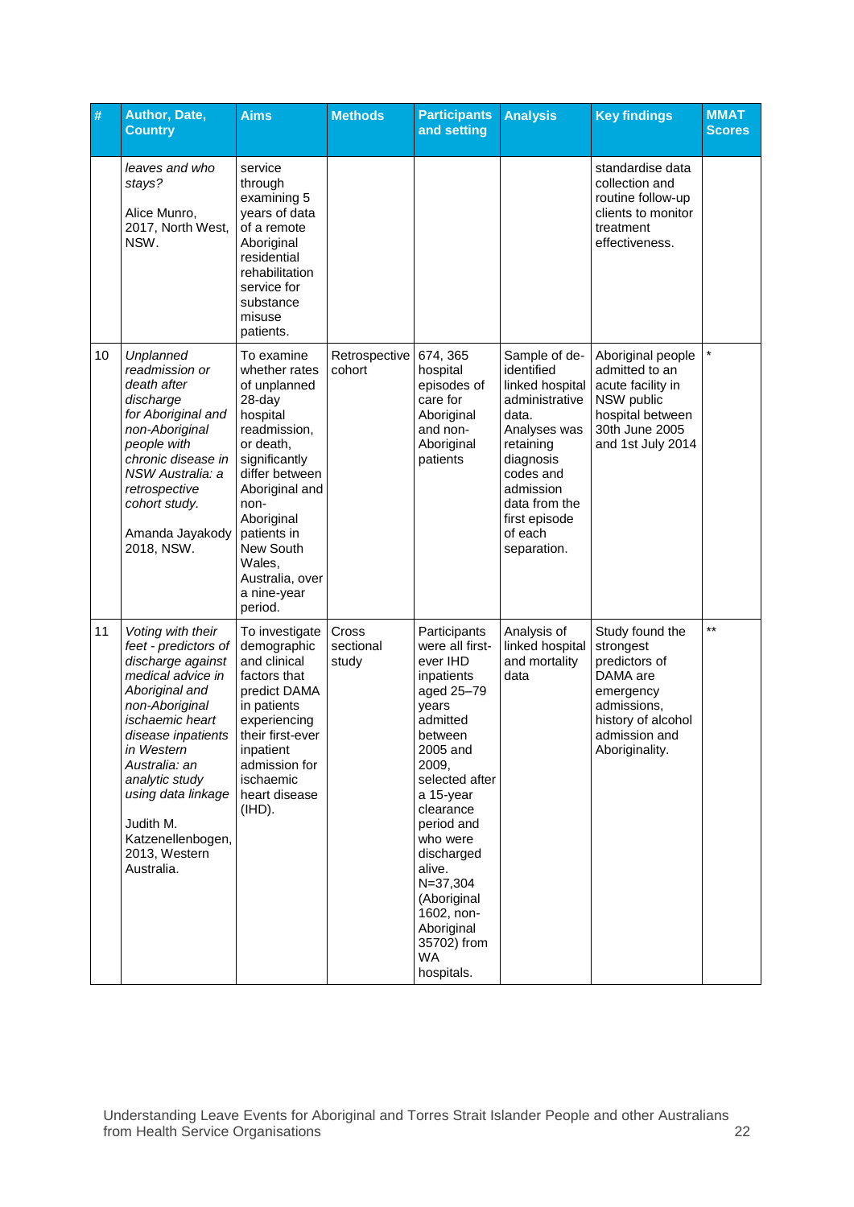| # | Author, Date, Country | Aims | Methods | Participants and setting | Analysis | Key findings | MMAT Scores |
|---|---|---|---|---|---|---|---|
| | *leaves and who stays?* Alice Munro, 2017, North West, NSW. | service through examining 5 years of data of a remote Aboriginal residential rehabilitation service for substance misuse patients. | | | | standardise data collection and routine follow-up clients to monitor treatment effectiveness. | |
| 10 | *Unplanned readmission or death after discharge for Aboriginal and non-Aboriginal people with chronic disease in NSW Australia: a retrospective cohort study.* Amanda Jayakody 2018, NSW. | To examine whether rates of unplanned 28-day hospital readmission, or death, significantly differ between Aboriginal and non-Aboriginal patients in New South Wales, Australia, over a nine-year period. | Retrospective cohort | 674, 365 hospital episodes of care for Aboriginal and non-Aboriginal patients | Sample of de-identified linked hospital administrative data. Analyses was retaining diagnosis codes and admission data from the first episode of each separation. | Aboriginal people admitted to an acute facility in NSW public hospital between 30th June 2005 and 1st July 2014 | * |
| 11 | *Voting with their feet - predictors of discharge against medical advice in Aboriginal and non-Aboriginal ischaemic heart disease inpatients in Western Australia: an analytic study using data linkage* Judith M. Katzenellenbogen, 2013, Western Australia. | To investigate demographic and clinical factors that predict DAMA in patients experiencing their first-ever inpatient admission for ischaemic heart disease (IHD). | Cross sectional study | Participants were all first-ever IHD inpatients aged 25–79 years admitted between 2005 and 2009, selected after a 15-year clearance period and who were discharged alive. N=37,304 (Aboriginal 1602, non-Aboriginal 35702) from WA hospitals. | Analysis of linked hospital and mortality data | Study found the strongest predictors of DAMA are emergency admissions, history of alcohol admission and Aboriginality. | ** |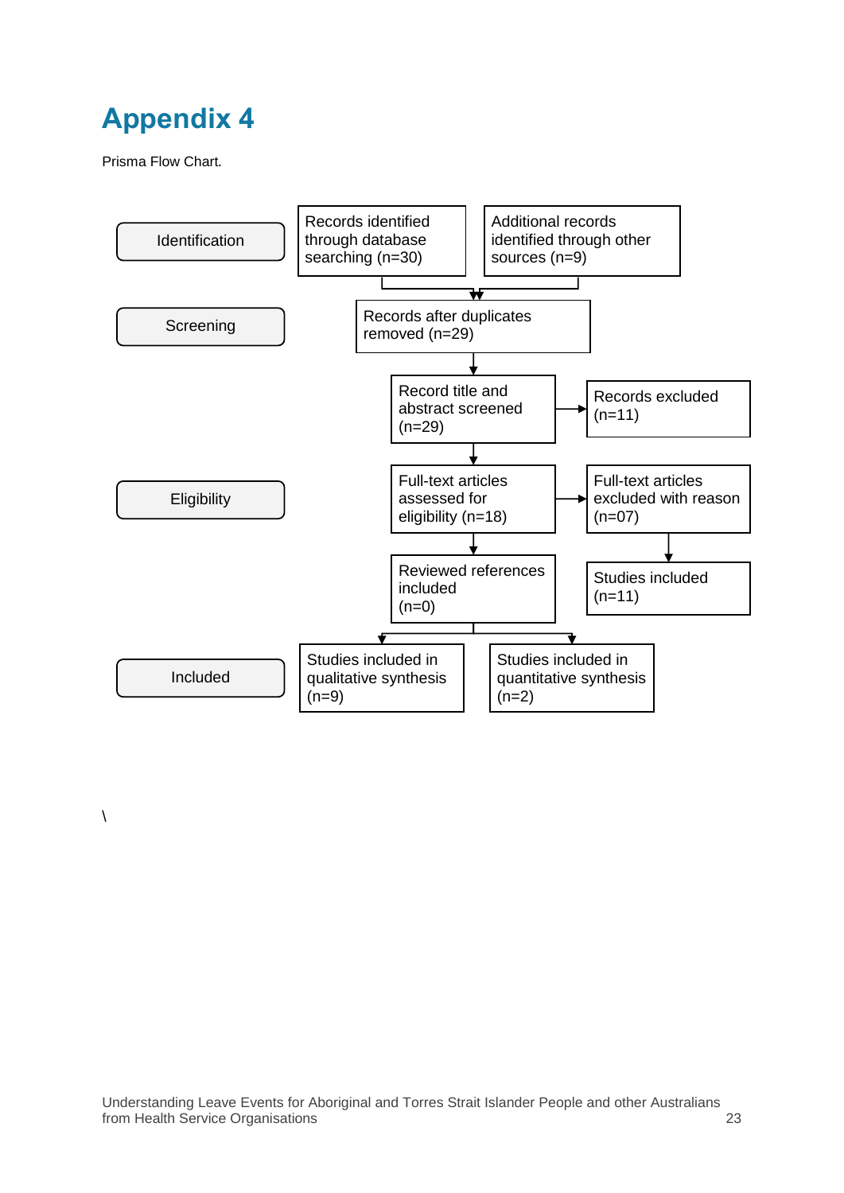# Appendix 4

Prisma Flow Chart.

**Identification**

- Records identified through database searching (n=30)
- Additional records identified through other sources (n=9)

**Screening**

- Records after duplicates removed (n=29)
- Record title and abstract screened (n=29)
  - Records excluded (n=11)

**Eligibility**

- Full-text articles assessed for eligibility (n=18)
  - Full-text articles excluded with reason (n=07)
  - Studies included (n=11)
- Reviewed references included (n=0)

**Included**

- Studies included in qualitative synthesis (n=9)
- Studies included in quantitative synthesis (n=2)

\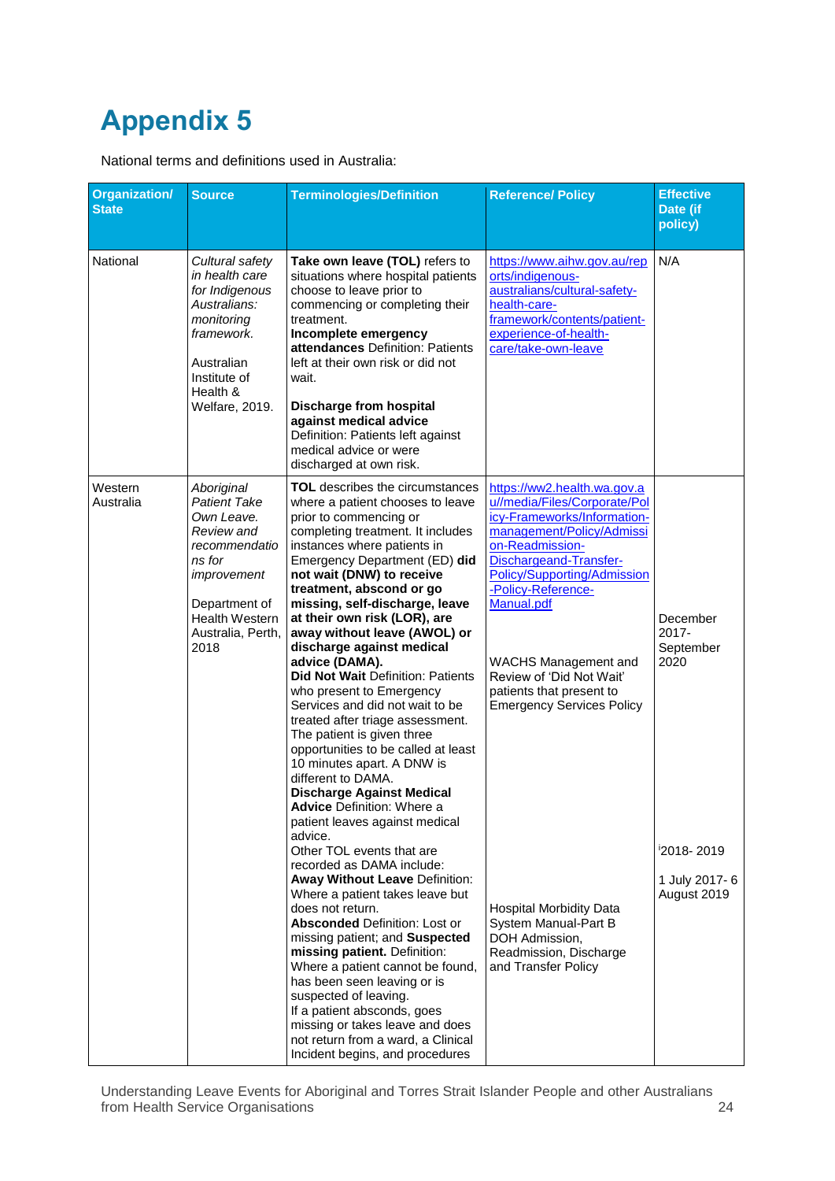# Appendix 5

National terms and definitions used in Australia:

| Organization/ State | Source | Terminologies/Definition | Reference/ Policy | Effective Date (if policy) |
|---|---|---|---|---|
| National | *Cultural safety in health care for Indigenous Australians: monitoring framework.*<br><br>Australian Institute of Health & Welfare, 2019. | **Take own leave (TOL)** refers to situations where hospital patients choose to leave prior to commencing or completing their treatment.<br>**Incomplete emergency attendances** Definition: Patients left at their own risk or did not wait.<br><br>**Discharge from hospital against medical advice** Definition: Patients left against medical advice or were discharged at own risk. | https://www.aihw.gov.au/reports/indigenous-australians/cultural-safety-health-care-framework/contents/patient-experience-of-health-care/take-own-leave | N/A |
| Western Australia | *Aboriginal Patient Take Own Leave. Review and recommendations for improvement*<br><br>Department of Health Western Australia, Perth, 2018 | **TOL** describes the circumstances where a patient chooses to leave prior to commencing or completing treatment. It includes instances where patients in Emergency Department (ED) **did not wait (DNW) to receive treatment, abscond or go missing, self-discharge, leave at their own risk (LOR), are away without leave (AWOL) or discharge against medical advice (DAMA).**<br>**Did Not Wait** Definition: Patients who present to Emergency Services and did not wait to be treated after triage assessment. The patient is given three opportunities to be called at least 10 minutes apart. A DNW is different to DAMA.<br>**Discharge Against Medical Advice** Definition: Where a patient leaves against medical advice.<br>Other TOL events that are recorded as DAMA include:<br>**Away Without Leave** Definition: Where a patient takes leave but does not return.<br>**Absconded** Definition: Lost or missing patient; and **Suspected missing patient.** Definition: Where a patient cannot be found, has been seen leaving or is suspected of leaving.<br>If a patient absconds, goes missing or takes leave and does not return from a ward, a Clinical Incident begins, and procedures | https://ww2.health.wa.gov.au//media/Files/Corporate/Policy-Frameworks/Information-management/Policy/Admission-Readmission-Dischargeand-Transfer-Policy/Supporting/Admission-Policy-Reference-Manual.pdf<br><br>WACHS Management and Review of 'Did Not Wait' patients that present to Emergency Services Policy<br><br>Hospital Morbidity Data System Manual-Part B<br>DOH Admission, Readmission, Discharge and Transfer Policy | December 2017- September 2020<br><br>[i]2018- 2019<br><br>1 July 2017- 6 August 2019 |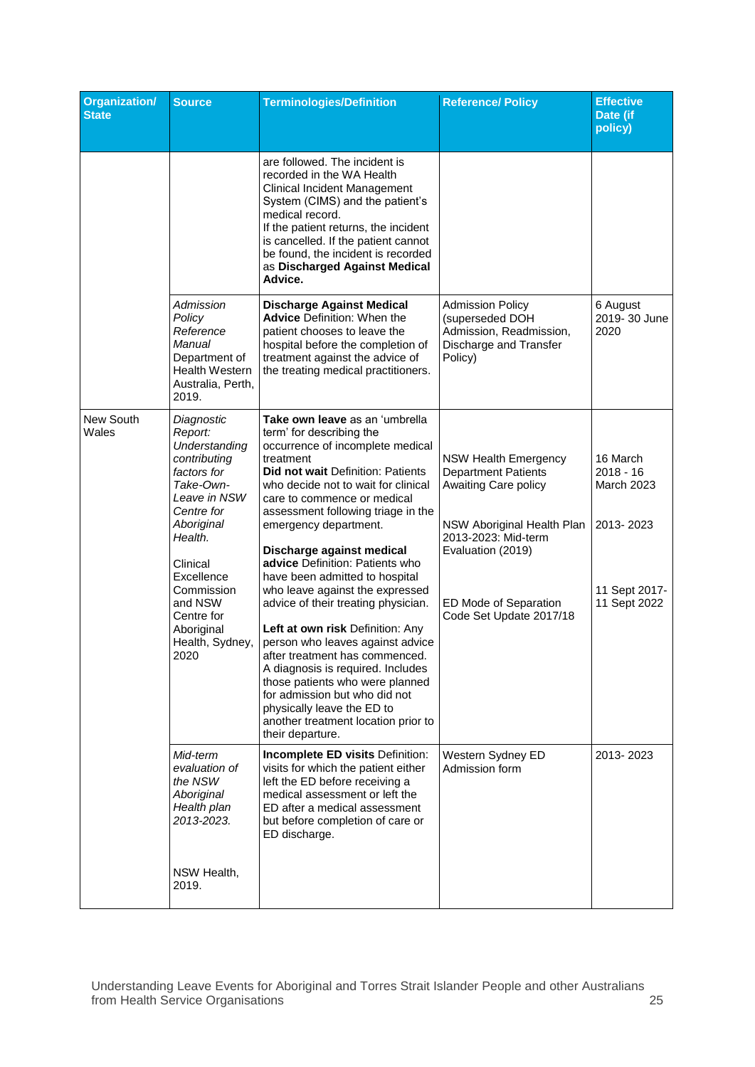| Organization/ State | Source | Terminologies/Definition | Reference/ Policy | Effective Date (if policy) |
|---|---|---|---|---|
| | | are followed. The incident is recorded in the WA Health Clinical Incident Management System (CIMS) and the patient's medical record. If the patient returns, the incident is cancelled. If the patient cannot be found, the incident is recorded as **Discharged Against Medical Advice.** | | |
| | *Admission Policy Reference Manual* Department of Health Western Australia, Perth, 2019. | **Discharge Against Medical Advice** Definition: When the patient chooses to leave the hospital before the completion of treatment against the advice of the treating medical practitioners. | Admission Policy (superseded DOH Admission, Readmission, Discharge and Transfer Policy) | 6 August 2019- 30 June 2020 |
| New South Wales | *Diagnostic Report: Understanding contributing factors for Take-Own-Leave in NSW Centre for Aboriginal Health.* Clinical Excellence Commission and NSW Centre for Aboriginal Health, Sydney, 2020 | **Take own leave** as an 'umbrella term' for describing the occurrence of incomplete medical treatment **Did not wait** Definition: Patients who decide not to wait for clinical care to commence or medical assessment following triage in the emergency department. **Discharge against medical advice** Definition: Patients who have been admitted to hospital who leave against the expressed advice of their treating physician. **Left at own risk** Definition: Any person who leaves against advice after treatment has commenced. A diagnosis is required. Includes those patients who were planned for admission but who did not physically leave the ED to another treatment location prior to their departure. | NSW Health Emergency Department Patients Awaiting Care policy<br><br>NSW Aboriginal Health Plan 2013-2023: Mid-term Evaluation (2019)<br><br>ED Mode of Separation Code Set Update 2017/18 | 16 March 2018 - 16 March 2023<br><br>2013- 2023<br><br>11 Sept 2017- 11 Sept 2022 |
| | *Mid-term evaluation of the NSW Aboriginal Health plan 2013-2023.* NSW Health, 2019. | **Incomplete ED visits** Definition: visits for which the patient either left the ED before receiving a medical assessment or left the ED after a medical assessment but before completion of care or ED discharge. | Western Sydney ED Admission form | 2013- 2023 |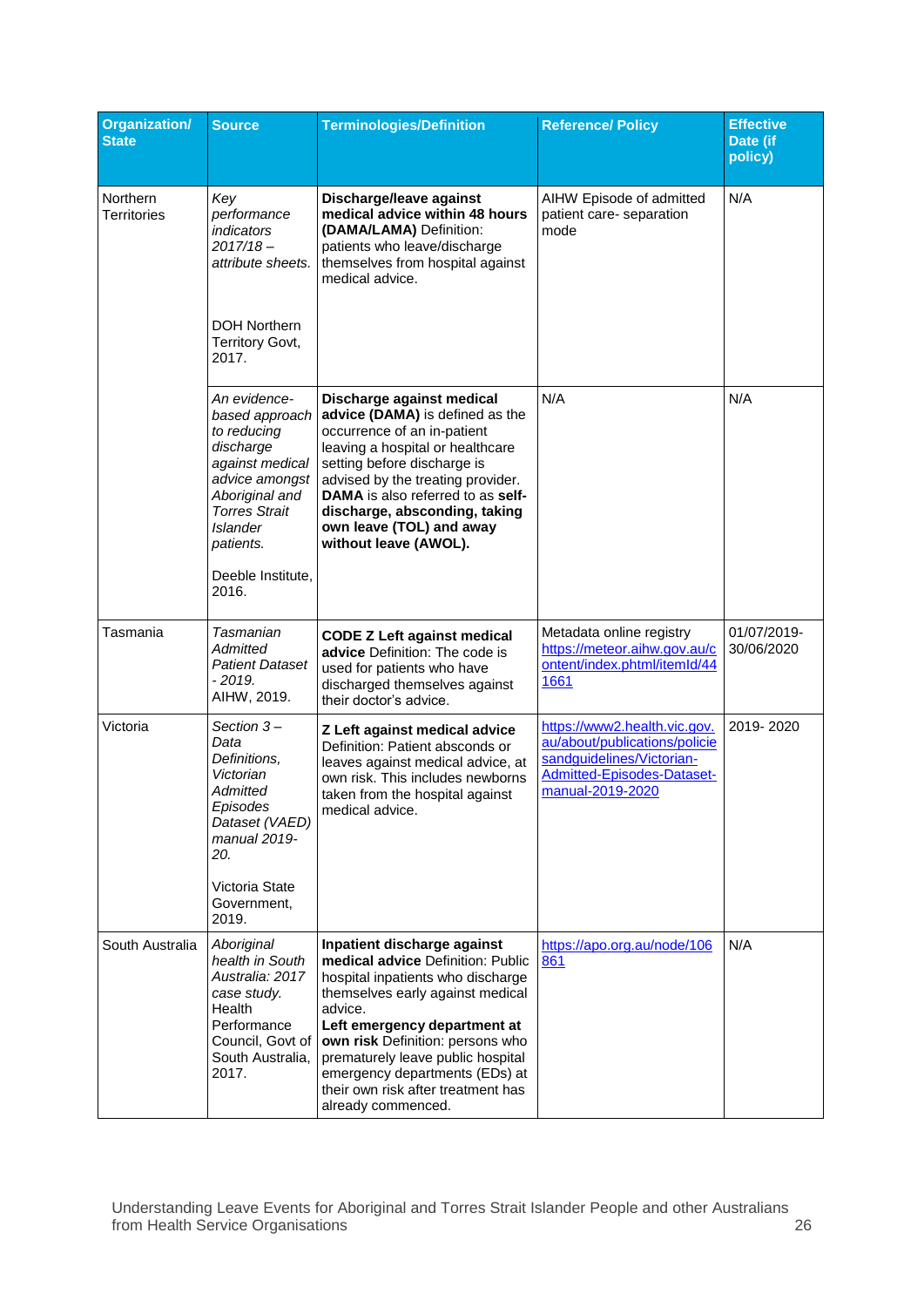| Organization/ State | Source | Terminologies/Definition | Reference/ Policy | Effective Date (if policy) |
|---|---|---|---|---|
| Northern Territories | *Key performance indicators 2017/18 – attribute sheets.*<br><br>DOH Northern Territory Govt, 2017. | **Discharge/leave against medical advice within 48 hours (DAMA/LAMA)** Definition: patients who leave/discharge themselves from hospital against medical advice. | AIHW Episode of admitted patient care- separation mode | N/A |
| | *An evidence-based approach to reducing discharge against medical advice amongst Aboriginal and Torres Strait Islander patients.*<br><br>Deeble Institute, 2016. | **Discharge against medical advice (DAMA)** is defined as the occurrence of an in-patient leaving a hospital or healthcare setting before discharge is advised by the treating provider. **DAMA** is also referred to as **self-discharge, absconding, taking own leave (TOL) and away without leave (AWOL).** | N/A | N/A |
| Tasmania | *Tasmanian Admitted Patient Dataset - 2019.*<br>AIHW, 2019. | **CODE Z Left against medical advice** Definition: The code is used for patients who have discharged themselves against their doctor's advice. | Metadata online registry https://meteor.aihw.gov.au/content/index.phtml/itemId/441661 | 01/07/2019-30/06/2020 |
| Victoria | *Section 3 – Data Definitions, Victorian Admitted Episodes Dataset (VAED) manual 2019-20.*<br><br>Victoria State Government, 2019. | **Z Left against medical advice** Definition: Patient absconds or leaves against medical advice, at own risk. This includes newborns taken from the hospital against medical advice. | https://www2.health.vic.gov.au/about/publications/policiesandguidelines/Victorian-Admitted-Episodes-Dataset-manual-2019-2020 | 2019- 2020 |
| South Australia | *Aboriginal health in South Australia: 2017 case study.* Health Performance Council, Govt of South Australia, 2017. | **Inpatient discharge against medical advice** Definition: Public hospital inpatients who discharge themselves early against medical advice.<br>**Left emergency department at own risk** Definition: persons who prematurely leave public hospital emergency departments (EDs) at their own risk after treatment has already commenced. | https://apo.org.au/node/106861 | N/A |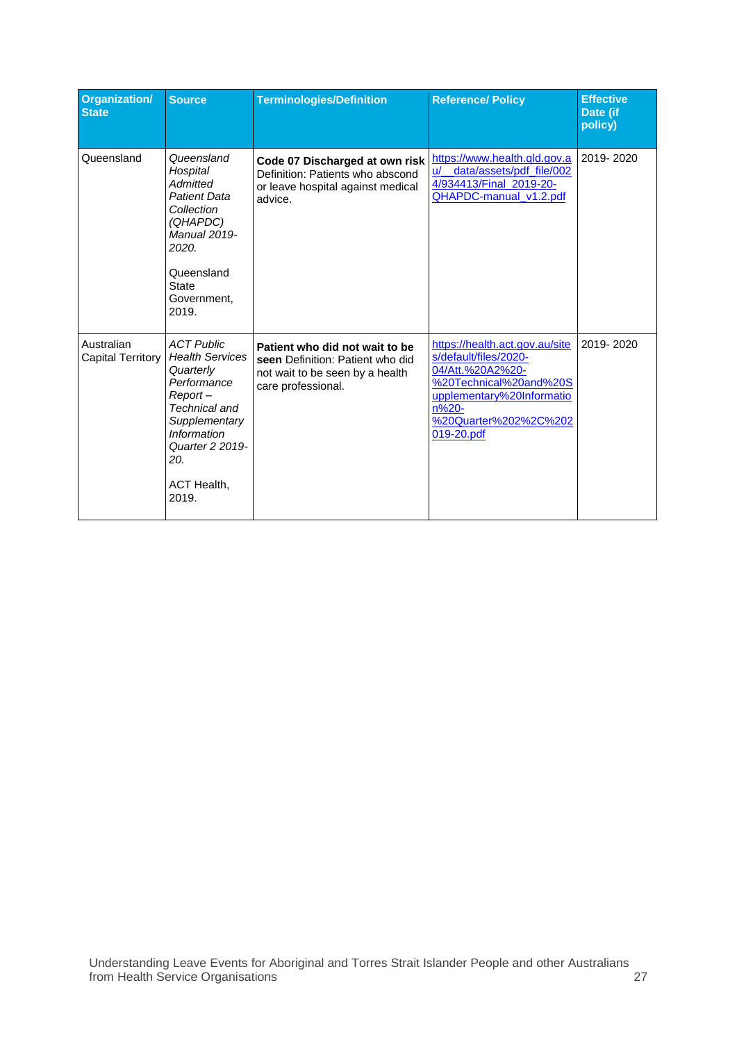| Organization/ State | Source | Terminologies/Definition | Reference/ Policy | Effective Date (if policy) |
|---|---|---|---|---|
| Queensland | *Queensland Hospital Admitted Patient Data Collection (QHAPDC) Manual 2019-2020.* Queensland State Government, 2019. | **Code 07 Discharged at own risk** Definition: Patients who abscond or leave hospital against medical advice. | https://www.health.qld.gov.au/__data/assets/pdf_file/0024/934413/Final_2019-20-QHAPDC-manual_v1.2.pdf | 2019- 2020 |
| Australian Capital Territory | *ACT Public Health Services Quarterly Performance Report – Technical and Supplementary Information Quarter 2 2019-20.* ACT Health, 2019. | **Patient who did not wait to be seen** Definition: Patient who did not wait to be seen by a health care professional. | https://health.act.gov.au/sites/default/files/2020-04/Att.%20A2%20-%20Technical%20and%20Supplementary%20Information%20-%20Quarter%202%2C%202019-20.pdf | 2019- 2020 |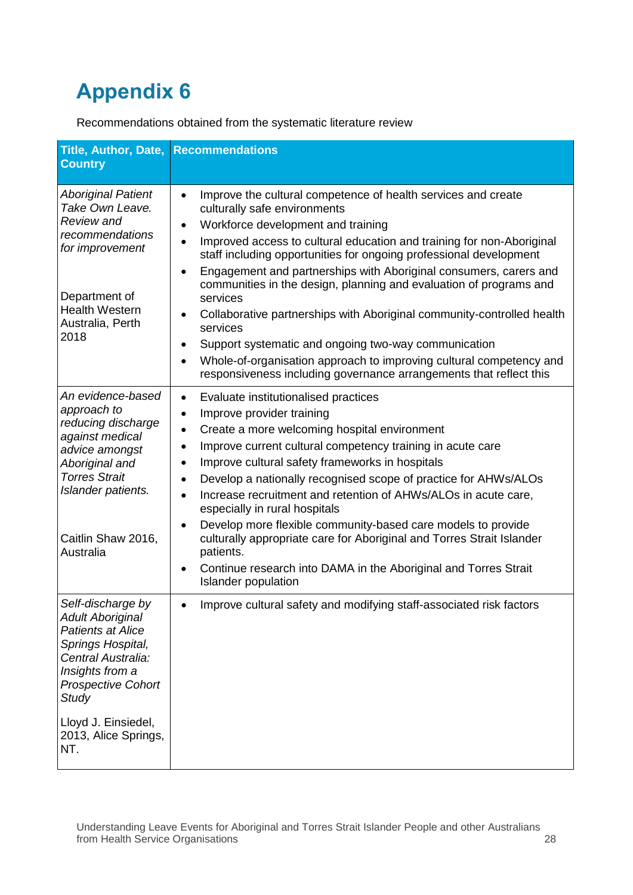# Appendix 6

Recommendations obtained from the systematic literature review

| Title, Author, Date, Country | Recommendations |
|---|---|
| *Aboriginal Patient Take Own Leave. Review and recommendations for improvement*<br><br>Department of Health Western Australia, Perth 2018 | • Improve the cultural competence of health services and create culturally safe environments<br>• Workforce development and training<br>• Improved access to cultural education and training for non-Aboriginal staff including opportunities for ongoing professional development<br>• Engagement and partnerships with Aboriginal consumers, carers and communities in the design, planning and evaluation of programs and services<br>• Collaborative partnerships with Aboriginal community-controlled health services<br>• Support systematic and ongoing two-way communication<br>• Whole-of-organisation approach to improving cultural competency and responsiveness including governance arrangements that reflect this |
| *An evidence-based approach to reducing discharge against medical advice amongst Aboriginal and Torres Strait Islander patients.*<br><br>Caitlin Shaw 2016, Australia | • Evaluate institutionalised practices<br>• Improve provider training<br>• Create a more welcoming hospital environment<br>• Improve current cultural competency training in acute care<br>• Improve cultural safety frameworks in hospitals<br>• Develop a nationally recognised scope of practice for AHWs/ALOs<br>• Increase recruitment and retention of AHWs/ALOs in acute care, especially in rural hospitals<br>• Develop more flexible community-based care models to provide culturally appropriate care for Aboriginal and Torres Strait Islander patients.<br>• Continue research into DAMA in the Aboriginal and Torres Strait Islander population |
| *Self-discharge by Adult Aboriginal Patients at Alice Springs Hospital, Central Australia: Insights from a Prospective Cohort Study*<br><br>Lloyd J. Einsiedel, 2013, Alice Springs, NT. | • Improve cultural safety and modifying staff-associated risk factors |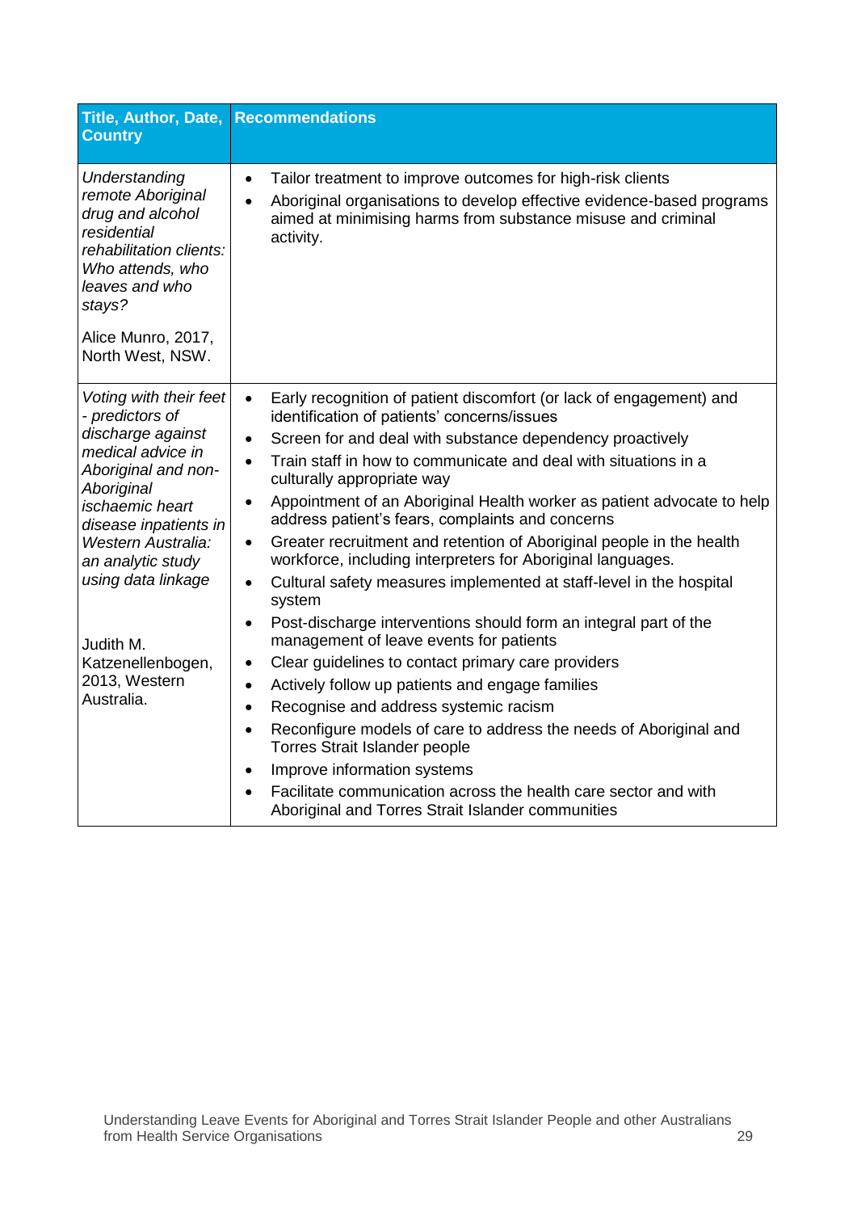| Title, Author, Date, Country | Recommendations |
|---|---|
| *Understanding remote Aboriginal drug and alcohol residential rehabilitation clients: Who attends, who leaves and who stays?*<br><br>Alice Munro, 2017, North West, NSW. | • Tailor treatment to improve outcomes for high-risk clients<br>• Aboriginal organisations to develop effective evidence-based programs aimed at minimising harms from substance misuse and criminal activity. |
| *Voting with their feet - predictors of discharge against medical advice in Aboriginal and non-Aboriginal ischaemic heart disease inpatients in Western Australia: an analytic study using data linkage*<br><br>Judith M. Katzenellenbogen, 2013, Western Australia. | • Early recognition of patient discomfort (or lack of engagement) and identification of patients' concerns/issues<br>• Screen for and deal with substance dependency proactively<br>• Train staff in how to communicate and deal with situations in a culturally appropriate way<br>• Appointment of an Aboriginal Health worker as patient advocate to help address patient's fears, complaints and concerns<br>• Greater recruitment and retention of Aboriginal people in the health workforce, including interpreters for Aboriginal languages.<br>• Cultural safety measures implemented at staff-level in the hospital system<br>• Post-discharge interventions should form an integral part of the management of leave events for patients<br>• Clear guidelines to contact primary care providers<br>• Actively follow up patients and engage families<br>• Recognise and address systemic racism<br>• Reconfigure models of care to address the needs of Aboriginal and Torres Strait Islander people<br>• Improve information systems<br>• Facilitate communication across the health care sector and with Aboriginal and Torres Strait Islander communities |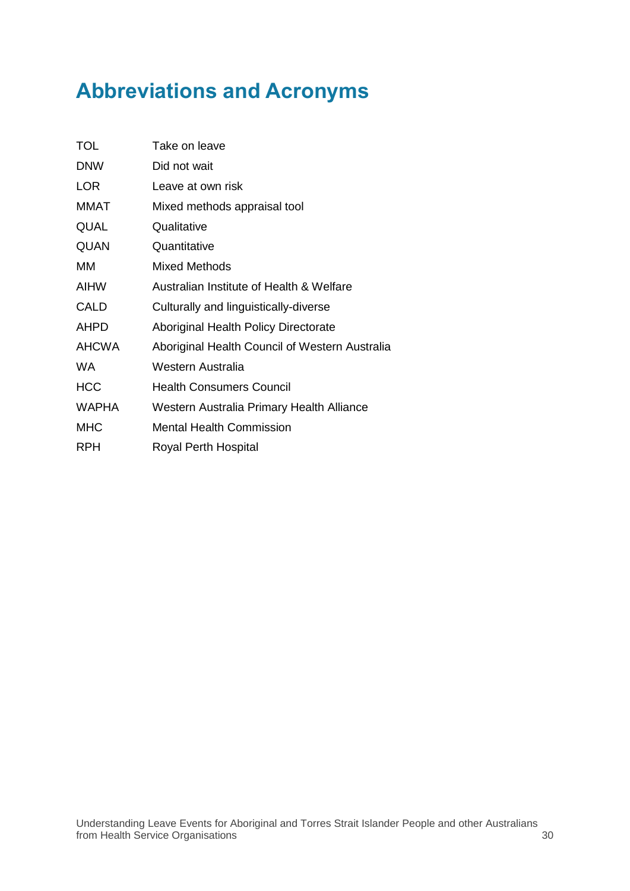# Abbreviations and Acronyms

| | |
|---|---|
| TOL | Take on leave |
| DNW | Did not wait |
| LOR | Leave at own risk |
| MMAT | Mixed methods appraisal tool |
| QUAL | Qualitative |
| QUAN | Quantitative |
| MM | Mixed Methods |
| AIHW | Australian Institute of Health & Welfare |
| CALD | Culturally and linguistically-diverse |
| AHPD | Aboriginal Health Policy Directorate |
| AHCWA | Aboriginal Health Council of Western Australia |
| WA | Western Australia |
| HCC | Health Consumers Council |
| WAPHA | Western Australia Primary Health Alliance |
| MHC | Mental Health Commission |
| RPH | Royal Perth Hospital |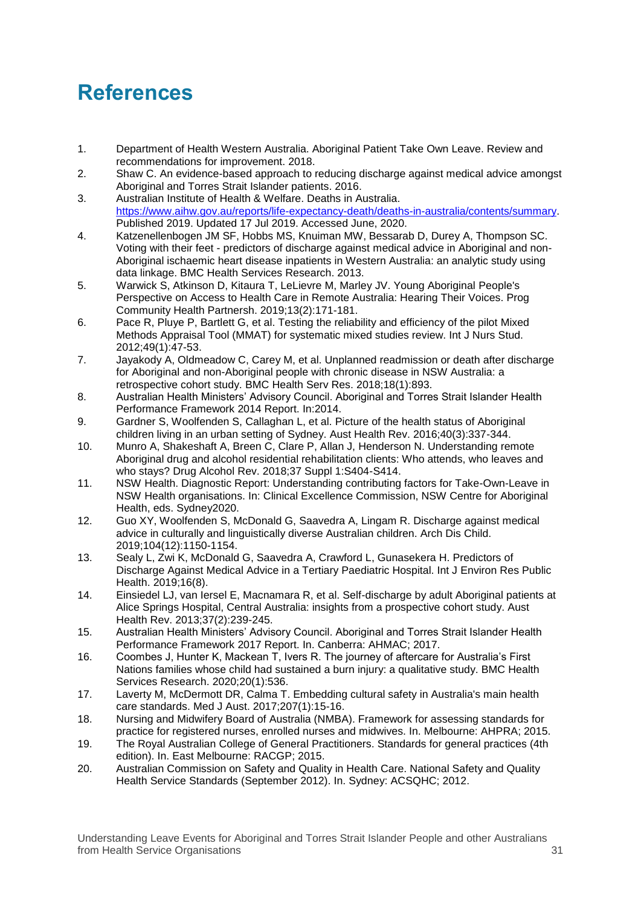# References

1. Department of Health Western Australia. Aboriginal Patient Take Own Leave. Review and recommendations for improvement. 2018.
2. Shaw C. An evidence-based approach to reducing discharge against medical advice amongst Aboriginal and Torres Strait Islander patients. 2016.
3. Australian Institute of Health & Welfare. Deaths in Australia. https://www.aihw.gov.au/reports/life-expectancy-death/deaths-in-australia/contents/summary. Published 2019. Updated 17 Jul 2019. Accessed June, 2020.
4. Katzenellenbogen JM SF, Hobbs MS, Knuiman MW, Bessarab D, Durey A, Thompson SC. Voting with their feet - predictors of discharge against medical advice in Aboriginal and non-Aboriginal ischaemic heart disease inpatients in Western Australia: an analytic study using data linkage. BMC Health Services Research. 2013.
5. Warwick S, Atkinson D, Kitaura T, LeLievre M, Marley JV. Young Aboriginal People's Perspective on Access to Health Care in Remote Australia: Hearing Their Voices. Prog Community Health Partnersh. 2019;13(2):171-181.
6. Pace R, Pluye P, Bartlett G, et al. Testing the reliability and efficiency of the pilot Mixed Methods Appraisal Tool (MMAT) for systematic mixed studies review. Int J Nurs Stud. 2012;49(1):47-53.
7. Jayakody A, Oldmeadow C, Carey M, et al. Unplanned readmission or death after discharge for Aboriginal and non-Aboriginal people with chronic disease in NSW Australia: a retrospective cohort study. BMC Health Serv Res. 2018;18(1):893.
8. Australian Health Ministers' Advisory Council. Aboriginal and Torres Strait Islander Health Performance Framework 2014 Report. In:2014.
9. Gardner S, Woolfenden S, Callaghan L, et al. Picture of the health status of Aboriginal children living in an urban setting of Sydney. Aust Health Rev. 2016;40(3):337-344.
10. Munro A, Shakeshaft A, Breen C, Clare P, Allan J, Henderson N. Understanding remote Aboriginal drug and alcohol residential rehabilitation clients: Who attends, who leaves and who stays? Drug Alcohol Rev. 2018;37 Suppl 1:S404-S414.
11. NSW Health. Diagnostic Report: Understanding contributing factors for Take-Own-Leave in NSW Health organisations. In: Clinical Excellence Commission, NSW Centre for Aboriginal Health, eds. Sydney2020.
12. Guo XY, Woolfenden S, McDonald G, Saavedra A, Lingam R. Discharge against medical advice in culturally and linguistically diverse Australian children. Arch Dis Child. 2019;104(12):1150-1154.
13. Sealy L, Zwi K, McDonald G, Saavedra A, Crawford L, Gunasekera H. Predictors of Discharge Against Medical Advice in a Tertiary Paediatric Hospital. Int J Environ Res Public Health. 2019;16(8).
14. Einsiedel LJ, van Iersel E, Macnamara R, et al. Self-discharge by adult Aboriginal patients at Alice Springs Hospital, Central Australia: insights from a prospective cohort study. Aust Health Rev. 2013;37(2):239-245.
15. Australian Health Ministers' Advisory Council. Aboriginal and Torres Strait Islander Health Performance Framework 2017 Report. In. Canberra: AHMAC; 2017.
16. Coombes J, Hunter K, Mackean T, Ivers R. The journey of aftercare for Australia's First Nations families whose child had sustained a burn injury: a qualitative study. BMC Health Services Research. 2020;20(1):536.
17. Laverty M, McDermott DR, Calma T. Embedding cultural safety in Australia's main health care standards. Med J Aust. 2017;207(1):15-16.
18. Nursing and Midwifery Board of Australia (NMBA). Framework for assessing standards for practice for registered nurses, enrolled nurses and midwives. In. Melbourne: AHPRA; 2015.
19. The Royal Australian College of General Practitioners. Standards for general practices (4th edition). In. East Melbourne: RACGP; 2015.
20. Australian Commission on Safety and Quality in Health Care. National Safety and Quality Health Service Standards (September 2012). In. Sydney: ACSQHC; 2012.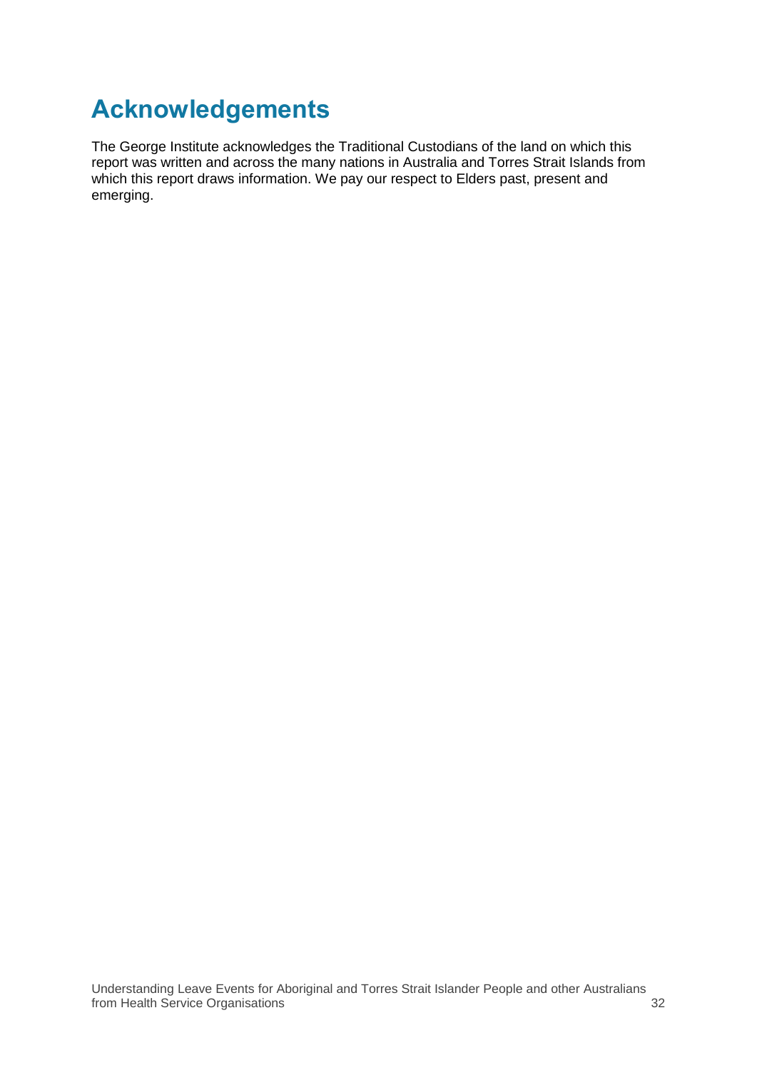# Acknowledgements

The George Institute acknowledges the Traditional Custodians of the land on which this report was written and across the many nations in Australia and Torres Strait Islands from which this report draws information. We pay our respect to Elders past, present and emerging.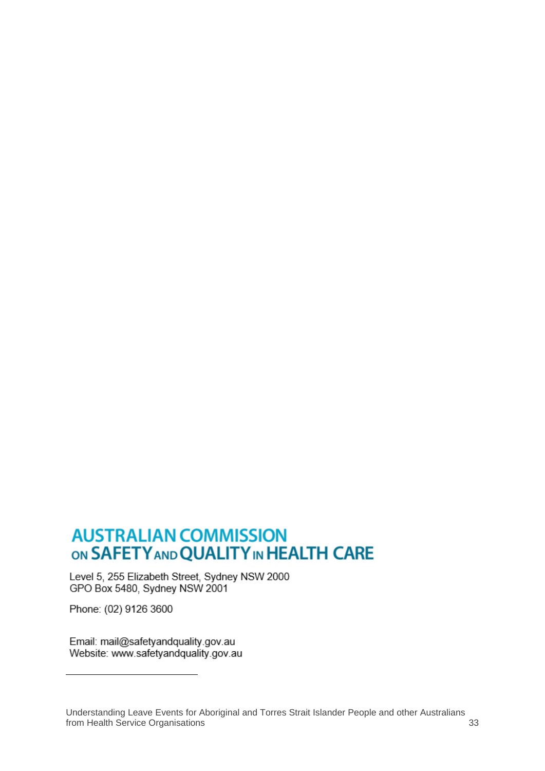**AUSTRALIAN COMMISSION ON SAFETY AND QUALITY IN HEALTH CARE**

Level 5, 255 Elizabeth Street, Sydney NSW 2000
GPO Box 5480, Sydney NSW 2001

Phone: (02) 9126 3600

Email: mail@safetyandquality.gov.au
Website: www.safetyandquality.gov.au